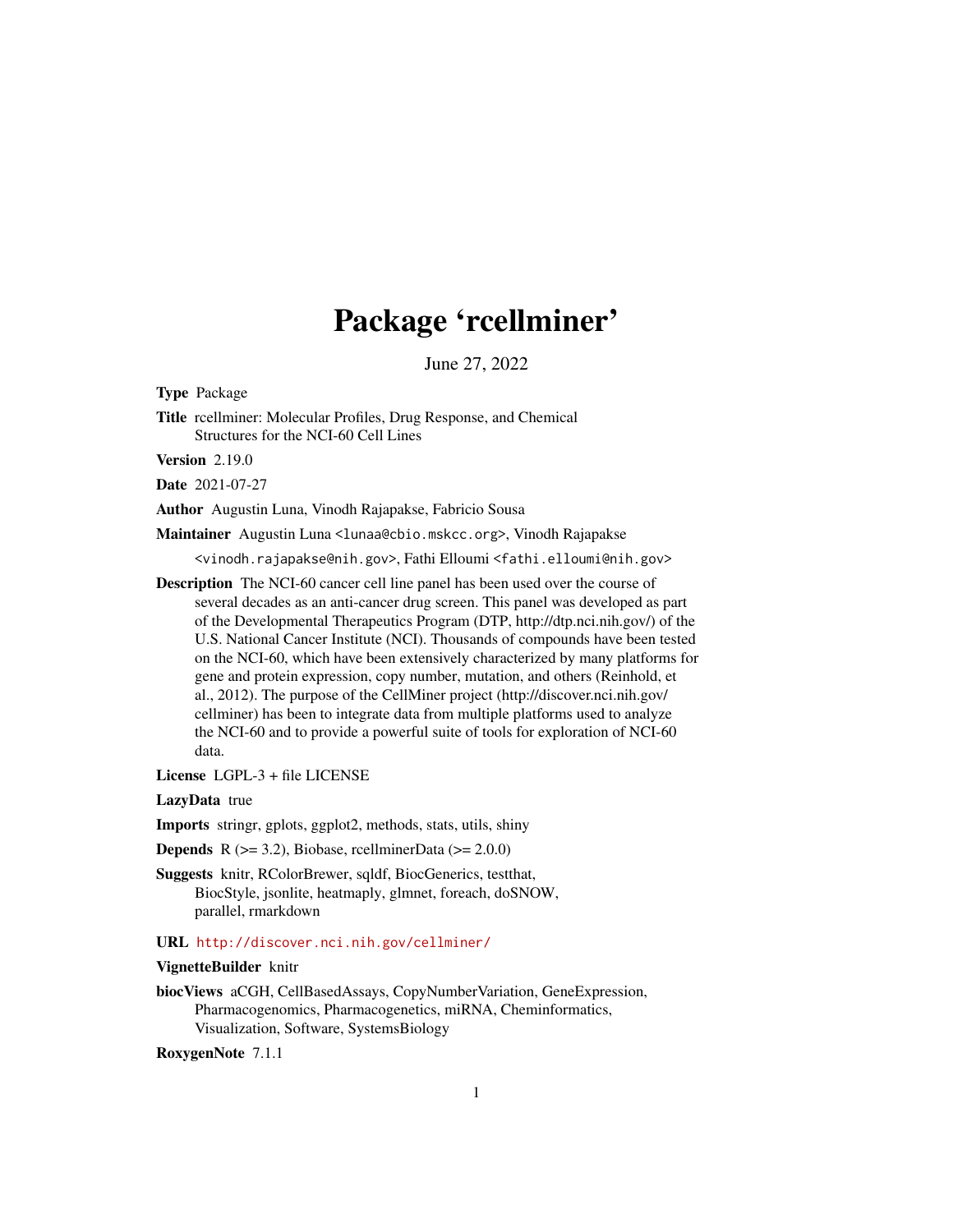# Package 'rcellminer'

June 27, 2022

**Type** Package

**Title** rcellminer: Molecular Profiles, Drug Response, and Chemical Structures for the NCI-60 Cell Lines

**Version** 2.19.0

**Date** 2021-07-27

**Author** Augustin Luna, Vinodh Rajapakse, Fabricio Sousa

**Maintainer** Augustin Luna <lunaa@cbio.mskcc.org>, Vinodh Rajapakse <vinodh.rajapakse@nih.gov>, Fathi Elloumi <fathi.elloumi@nih.gov>

**Description** The NCI-60 cancer cell line panel has been used over the course of several decades as an anti-cancer drug screen. This panel was developed as part of the Developmental Therapeutics Program (DTP, http://dtp.nci.nih.gov/) of the U.S. National Cancer Institute (NCI). Thousands of compounds have been tested on the NCI-60, which have been extensively characterized by many platforms for gene and protein expression, copy number, mutation, and others (Reinhold, et al., 2012). The purpose of the CellMiner project (http://discover.nci.nih.gov/cellminer) has been to integrate data from multiple platforms used to analyze the NCI-60 and to provide a powerful suite of tools for exploration of NCI-60 data.

**License** LGPL-3 + file LICENSE

**LazyData** true

**Imports** stringr, gplots, ggplot2, methods, stats, utils, shiny

**Depends** R (>= 3.2), Biobase, rcellminerData (>= 2.0.0)

**Suggests** knitr, RColorBrewer, sqldf, BiocGenerics, testthat, BiocStyle, jsonlite, heatmaply, glmnet, foreach, doSNOW, parallel, rmarkdown

**URL** http://discover.nci.nih.gov/cellminer/

**VignetteBuilder** knitr

**biocViews** aCGH, CellBasedAssays, CopyNumberVariation, GeneExpression, Pharmacogenomics, Pharmacogenetics, miRNA, Cheminformatics, Visualization, Software, SystemsBiology

**RoxygenNote** 7.1.1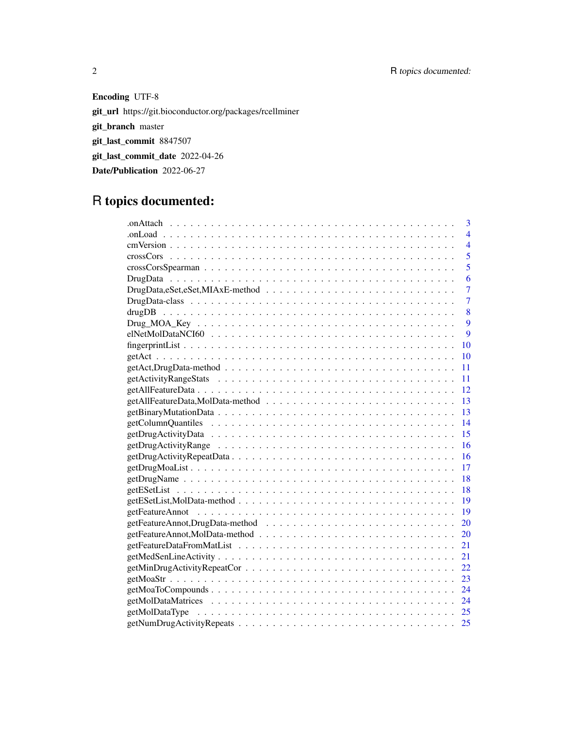**Encoding** UTF-8

**git_url** https://git.bioconductor.org/packages/rcellminer

**git_branch** master

**git_last_commit** 8847507

**git_last_commit_date** 2022-04-26

**Date/Publication** 2022-06-27

# R topics documented:

| | |
|---|---|
| .onAttach | 3 |
| .onLoad | 4 |
| cmVersion | 4 |
| crossCors | 5 |
| crossCorsSpearman | 5 |
| DrugData | 6 |
| DrugData,eSet,eSet,MIAxE-method | 7 |
| DrugData-class | 7 |
| drugDB | 8 |
| Drug_MOA_Key | 9 |
| elNetMolDataNCI60 | 9 |
| fingerprintList | 10 |
| getAct | 10 |
| getAct,DrugData-method | 11 |
| getActivityRangeStats | 11 |
| getAllFeatureData | 12 |
| getAllFeatureData,MolData-method | 13 |
| getBinaryMutationData | 13 |
| getColumnQuantiles | 14 |
| getDrugActivityData | 15 |
| getDrugActivityRange | 16 |
| getDrugActivityRepeatData | 16 |
| getDrugMoaList | 17 |
| getDrugName | 18 |
| getESetList | 18 |
| getESetList,MolData-method | 19 |
| getFeatureAnnot | 19 |
| getFeatureAnnot,DrugData-method | 20 |
| getFeatureAnnot,MolData-method | 20 |
| getFeatureDataFromMatList | 21 |
| getMedSenLineActivity | 21 |
| getMinDrugActivityRepeatCor | 22 |
| getMoaStr | 23 |
| getMoaToCompounds | 24 |
| getMolDataMatrices | 24 |
| getMolDataType | 25 |
| getNumDrugActivityRepeats | 25 |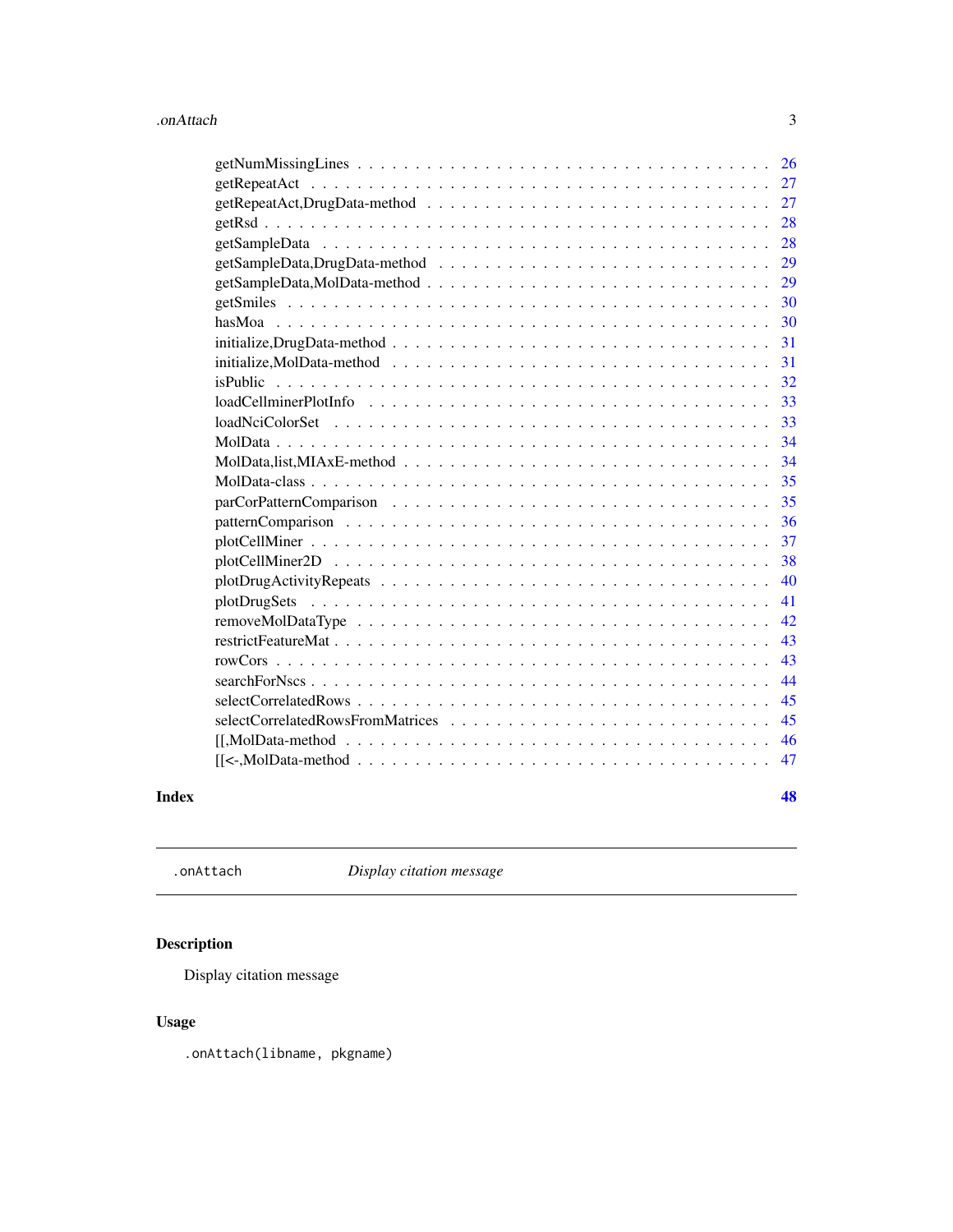getNumMissingLines . . . . . . . . . . . . . . . . . . . . . . . . . . . . . . . . . . 26
getRepeatAct . . . . . . . . . . . . . . . . . . . . . . . . . . . . . . . . . . . . . 27
getRepeatAct,DrugData-method . . . . . . . . . . . . . . . . . . . . . . . . . . . . . 27
getRsd . . . . . . . . . . . . . . . . . . . . . . . . . . . . . . . . . . . . . . . . . 28
getSampleData . . . . . . . . . . . . . . . . . . . . . . . . . . . . . . . . . . . . . 28
getSampleData,DrugData-method . . . . . . . . . . . . . . . . . . . . . . . . . . . . 29
getSampleData,MolData-method . . . . . . . . . . . . . . . . . . . . . . . . . . . . . 29
getSmiles . . . . . . . . . . . . . . . . . . . . . . . . . . . . . . . . . . . . . . . 30
hasMoa . . . . . . . . . . . . . . . . . . . . . . . . . . . . . . . . . . . . . . . . . 30
initialize,DrugData-method . . . . . . . . . . . . . . . . . . . . . . . . . . . . . . . 31
initialize,MolData-method . . . . . . . . . . . . . . . . . . . . . . . . . . . . . . . 31
isPublic . . . . . . . . . . . . . . . . . . . . . . . . . . . . . . . . . . . . . . . . 32
loadCellminerPlotInfo . . . . . . . . . . . . . . . . . . . . . . . . . . . . . . . . . 33
loadNciColorSet . . . . . . . . . . . . . . . . . . . . . . . . . . . . . . . . . . . . 33
MolData . . . . . . . . . . . . . . . . . . . . . . . . . . . . . . . . . . . . . . . . 34
MolData,list,MIAxE-method . . . . . . . . . . . . . . . . . . . . . . . . . . . . . . . 34
MolData-class . . . . . . . . . . . . . . . . . . . . . . . . . . . . . . . . . . . . . 35
parCorPatternComparison . . . . . . . . . . . . . . . . . . . . . . . . . . . . . . . . 35
patternComparison . . . . . . . . . . . . . . . . . . . . . . . . . . . . . . . . . . . 36
plotCellMiner . . . . . . . . . . . . . . . . . . . . . . . . . . . . . . . . . . . . . 37
plotCellMiner2D . . . . . . . . . . . . . . . . . . . . . . . . . . . . . . . . . . . . 38
plotDrugActivityRepeats . . . . . . . . . . . . . . . . . . . . . . . . . . . . . . . . 40
plotDrugSets . . . . . . . . . . . . . . . . . . . . . . . . . . . . . . . . . . . . . . 41
removeMolDataType . . . . . . . . . . . . . . . . . . . . . . . . . . . . . . . . . . . 42
restrictFeatureMat . . . . . . . . . . . . . . . . . . . . . . . . . . . . . . . . . . . 43
rowCors . . . . . . . . . . . . . . . . . . . . . . . . . . . . . . . . . . . . . . . . . 43
searchForNscs . . . . . . . . . . . . . . . . . . . . . . . . . . . . . . . . . . . . . 44
selectCorrelatedRows . . . . . . . . . . . . . . . . . . . . . . . . . . . . . . . . . . 45
selectCorrelatedRowsFromMatrices . . . . . . . . . . . . . . . . . . . . . . . . . . . 45
[[,MolData-method . . . . . . . . . . . . . . . . . . . . . . . . . . . . . . . . . . . 46
[[<-,MolData-method . . . . . . . . . . . . . . . . . . . . . . . . . . . . . . . . . . 47

**Index** **48**

---

`.onAttach` *Display citation message*

---

## Description

Display citation message

## Usage

```
.onAttach(libname, pkgname)
```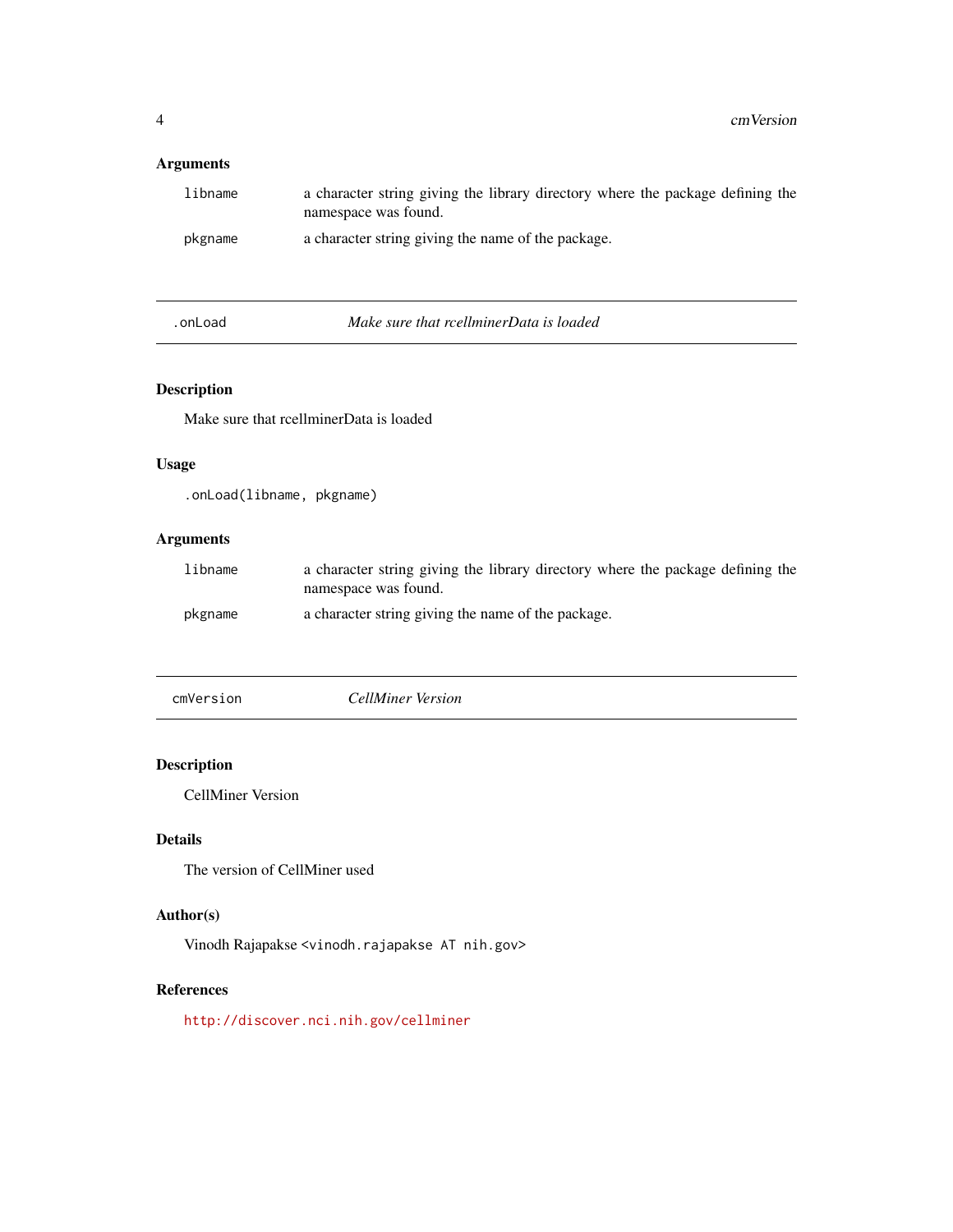## Arguments

| | |
|---|---|
| `libname` | a character string giving the library directory where the package defining the namespace was found. |
| `pkgname` | a character string giving the name of the package. |

---

## `.onLoad` — *Make sure that rcellminerData is loaded*

### Description

Make sure that rcellminerData is loaded

### Usage

```
.onLoad(libname, pkgname)
```

### Arguments

| | |
|---|---|
| `libname` | a character string giving the library directory where the package defining the namespace was found. |
| `pkgname` | a character string giving the name of the package. |

---

## `cmVersion` — *CellMiner Version*

### Description

CellMiner Version

### Details

The version of CellMiner used

### Author(s)

Vinodh Rajapakse `<vinodh.rajapakse AT nih.gov>`

### References

http://discover.nci.nih.gov/cellminer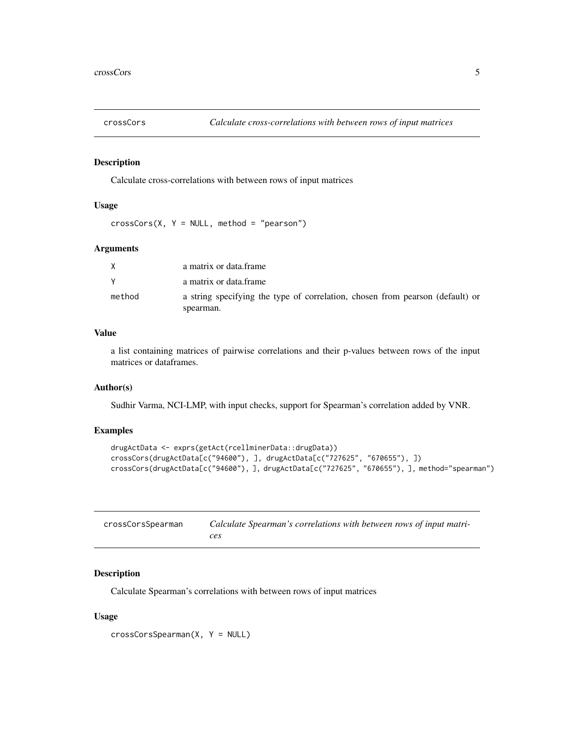## crossCors *Calculate cross-correlations with between rows of input matrices*

### Description

Calculate cross-correlations with between rows of input matrices

### Usage

```
crossCors(X, Y = NULL, method = "pearson")
```

### Arguments

| | |
|---|---|
| X | a matrix or data.frame |
| Y | a matrix or data.frame |
| method | a string specifying the type of correlation, chosen from pearson (default) or spearman. |

### Value

a list containing matrices of pairwise correlations and their p-values between rows of the input matrices or dataframes.

### Author(s)

Sudhir Varma, NCI-LMP, with input checks, support for Spearman's correlation added by VNR.

### Examples

```
drugActData <- exprs(getAct(rcellminerData::drugData))
crossCors(drugActData[c("94600"), ], drugActData[c("727625", "670655"), ])
crossCors(drugActData[c("94600"), ], drugActData[c("727625", "670655"), ], method="spearman")
```

## crossCorsSpearman *Calculate Spearman's correlations with between rows of input matrices*

### Description

Calculate Spearman's correlations with between rows of input matrices

### Usage

```
crossCorsSpearman(X, Y = NULL)
```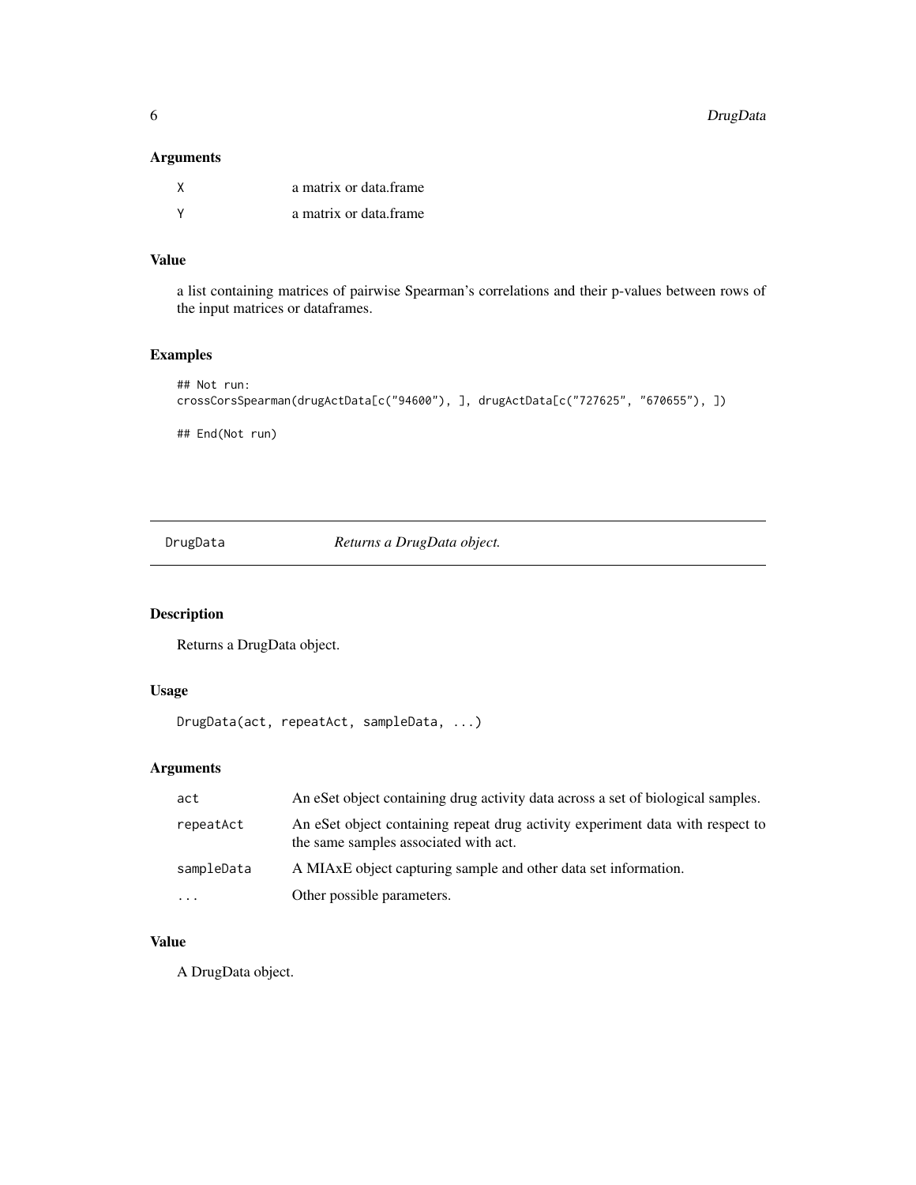### Arguments

| | |
|---|---|
| X | a matrix or data.frame |
| Y | a matrix or data.frame |

### Value

a list containing matrices of pairwise Spearman's correlations and their p-values between rows of the input matrices or dataframes.

### Examples

```
## Not run:
crossCorsSpearman(drugActData[c("94600"), ], drugActData[c("727625", "670655"), ])

## End(Not run)
```

---

## DrugData *Returns a DrugData object.*

---

### Description

Returns a DrugData object.

### Usage

```
DrugData(act, repeatAct, sampleData, ...)
```

### Arguments

| | |
|---|---|
| act | An eSet object containing drug activity data across a set of biological samples. |
| repeatAct | An eSet object containing repeat drug activity experiment data with respect to the same samples associated with act. |
| sampleData | A MIAxE object capturing sample and other data set information. |
| ... | Other possible parameters. |

### Value

A DrugData object.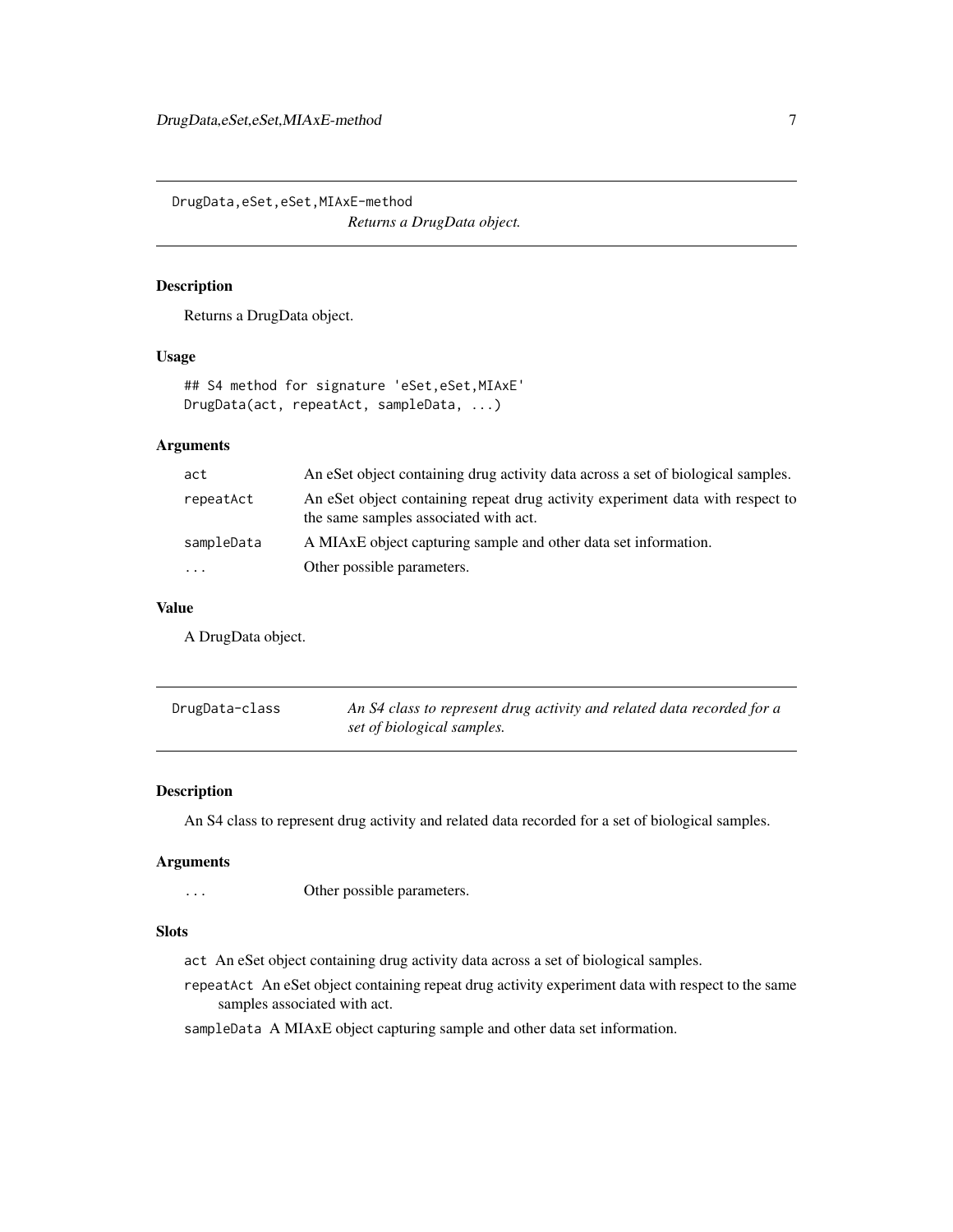## DrugData,eSet,eSet,MIAxE-method

*Returns a DrugData object.*

### Description

Returns a DrugData object.

### Usage

```
## S4 method for signature 'eSet,eSet,MIAxE'
DrugData(act, repeatAct, sampleData, ...)
```

### Arguments

| | |
|---|---|
| act | An eSet object containing drug activity data across a set of biological samples. |
| repeatAct | An eSet object containing repeat drug activity experiment data with respect to the same samples associated with act. |
| sampleData | A MIAxE object capturing sample and other data set information. |
| ... | Other possible parameters. |

### Value

A DrugData object.

## DrugData-class

*An S4 class to represent drug activity and related data recorded for a set of biological samples.*

### Description

An S4 class to represent drug activity and related data recorded for a set of biological samples.

### Arguments

| | |
|---|---|
| ... | Other possible parameters. |

### Slots

- `act` An eSet object containing drug activity data across a set of biological samples.
- `repeatAct` An eSet object containing repeat drug activity experiment data with respect to the same samples associated with act.
- `sampleData` A MIAxE object capturing sample and other data set information.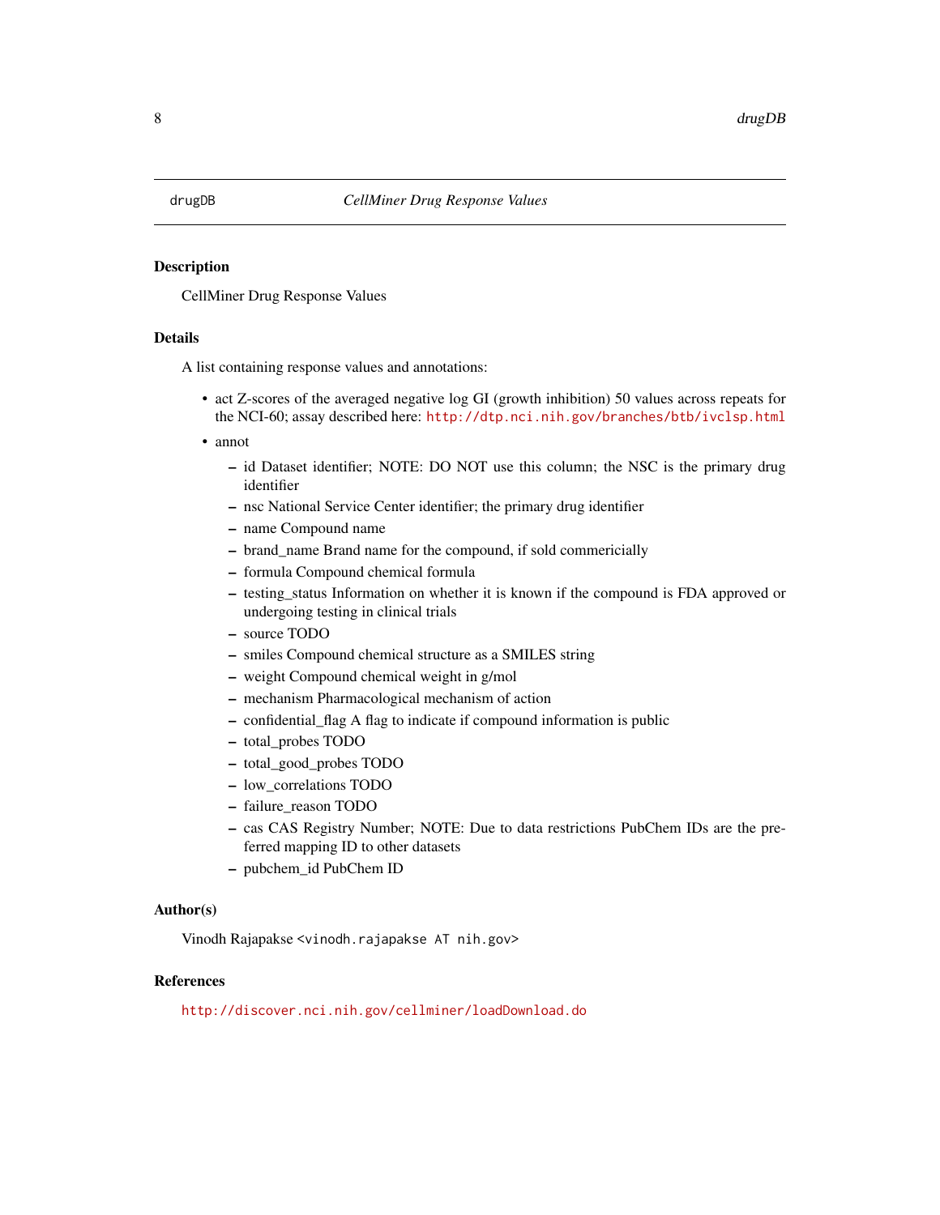drugDB *CellMiner Drug Response Values*

## Description

CellMiner Drug Response Values

## Details

A list containing response values and annotations:

- act Z-scores of the averaged negative log GI (growth inhibition) 50 values across repeats for the NCI-60; assay described here: http://dtp.nci.nih.gov/branches/btb/ivclsp.html
- annot
  - id Dataset identifier; NOTE: DO NOT use this column; the NSC is the primary drug identifier
  - nsc National Service Center identifier; the primary drug identifier
  - name Compound name
  - brand_name Brand name for the compound, if sold commericially
  - formula Compound chemical formula
  - testing_status Information on whether it is known if the compound is FDA approved or undergoing testing in clinical trials
  - source TODO
  - smiles Compound chemical structure as a SMILES string
  - weight Compound chemical weight in g/mol
  - mechanism Pharmacological mechanism of action
  - confidential_flag A flag to indicate if compound information is public
  - total_probes TODO
  - total_good_probes TODO
  - low_correlations TODO
  - failure_reason TODO
  - cas CAS Registry Number; NOTE: Due to data restrictions PubChem IDs are the preferred mapping ID to other datasets
  - pubchem_id PubChem ID

## Author(s)

Vinodh Rajapakse <vinodh.rajapakse AT nih.gov>

## References

http://discover.nci.nih.gov/cellminer/loadDownload.do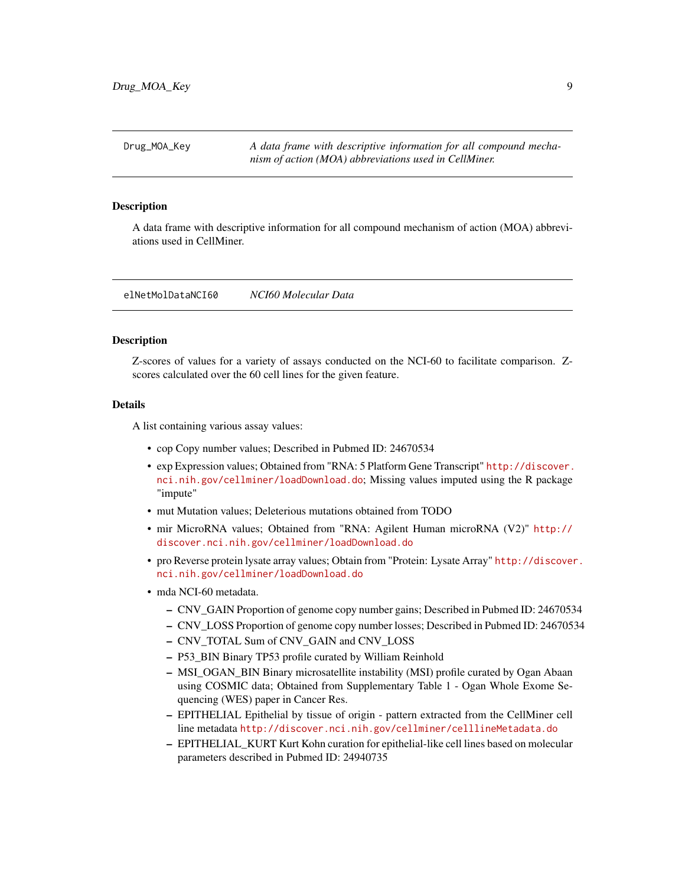## Drug_MOA_Key

*A data frame with descriptive information for all compound mechanism of action (MOA) abbreviations used in CellMiner.*

### Description

A data frame with descriptive information for all compound mechanism of action (MOA) abbreviations used in CellMiner.

## elNetMolDataNCI60

*NCI60 Molecular Data*

### Description

Z-scores of values for a variety of assays conducted on the NCI-60 to facilitate comparison. Z-scores calculated over the 60 cell lines for the given feature.

### Details

A list containing various assay values:

- cop Copy number values; Described in Pubmed ID: 24670534
- exp Expression values; Obtained from "RNA: 5 Platform Gene Transcript" http://discover.nci.nih.gov/cellminer/loadDownload.do; Missing values imputed using the R package "impute"
- mut Mutation values; Deleterious mutations obtained from TODO
- mir MicroRNA values; Obtained from "RNA: Agilent Human microRNA (V2)" http://discover.nci.nih.gov/cellminer/loadDownload.do
- pro Reverse protein lysate array values; Obtain from "Protein: Lysate Array" http://discover.nci.nih.gov/cellminer/loadDownload.do
- mda NCI-60 metadata.
  - CNV_GAIN Proportion of genome copy number gains; Described in Pubmed ID: 24670534
  - CNV_LOSS Proportion of genome copy number losses; Described in Pubmed ID: 24670534
  - CNV_TOTAL Sum of CNV_GAIN and CNV_LOSS
  - P53_BIN Binary TP53 profile curated by William Reinhold
  - MSI_OGAN_BIN Binary microsatellite instability (MSI) profile curated by Ogan Abaan using COSMIC data; Obtained from Supplementary Table 1 - Ogan Whole Exome Sequencing (WES) paper in Cancer Res.
  - EPITHELIAL Epithelial by tissue of origin - pattern extracted from the CellMiner cell line metadata http://discover.nci.nih.gov/cellminer/celllineMetadata.do
  - EPITHELIAL_KURT Kurt Kohn curation for epithelial-like cell lines based on molecular parameters described in Pubmed ID: 24940735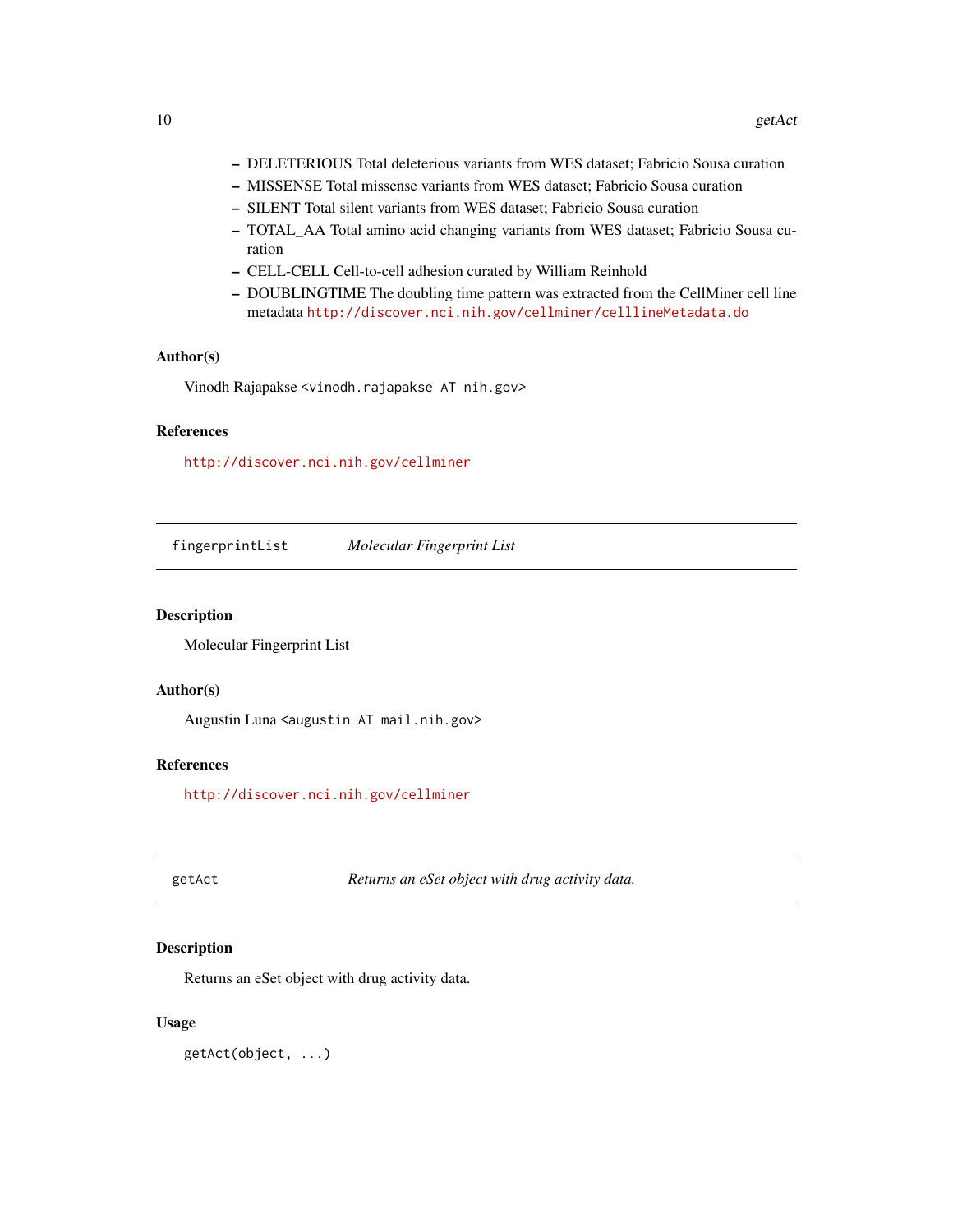- DELETERIOUS Total deleterious variants from WES dataset; Fabricio Sousa curation
- MISSENSE Total missense variants from WES dataset; Fabricio Sousa curation
- SILENT Total silent variants from WES dataset; Fabricio Sousa curation
- TOTAL_AA Total amino acid changing variants from WES dataset; Fabricio Sousa curation
- CELL-CELL Cell-to-cell adhesion curated by William Reinhold
- DOUBLINGTIME The doubling time pattern was extracted from the CellMiner cell line metadata http://discover.nci.nih.gov/cellminer/celllineMetadata.do

### Author(s)

Vinodh Rajapakse <vinodh.rajapakse AT nih.gov>

### References

http://discover.nci.nih.gov/cellminer

---

## fingerprintList *Molecular Fingerprint List*

### Description

Molecular Fingerprint List

### Author(s)

Augustin Luna <augustin AT mail.nih.gov>

### References

http://discover.nci.nih.gov/cellminer

---

## getAct *Returns an eSet object with drug activity data.*

### Description

Returns an eSet object with drug activity data.

### Usage

```
getAct(object, ...)
```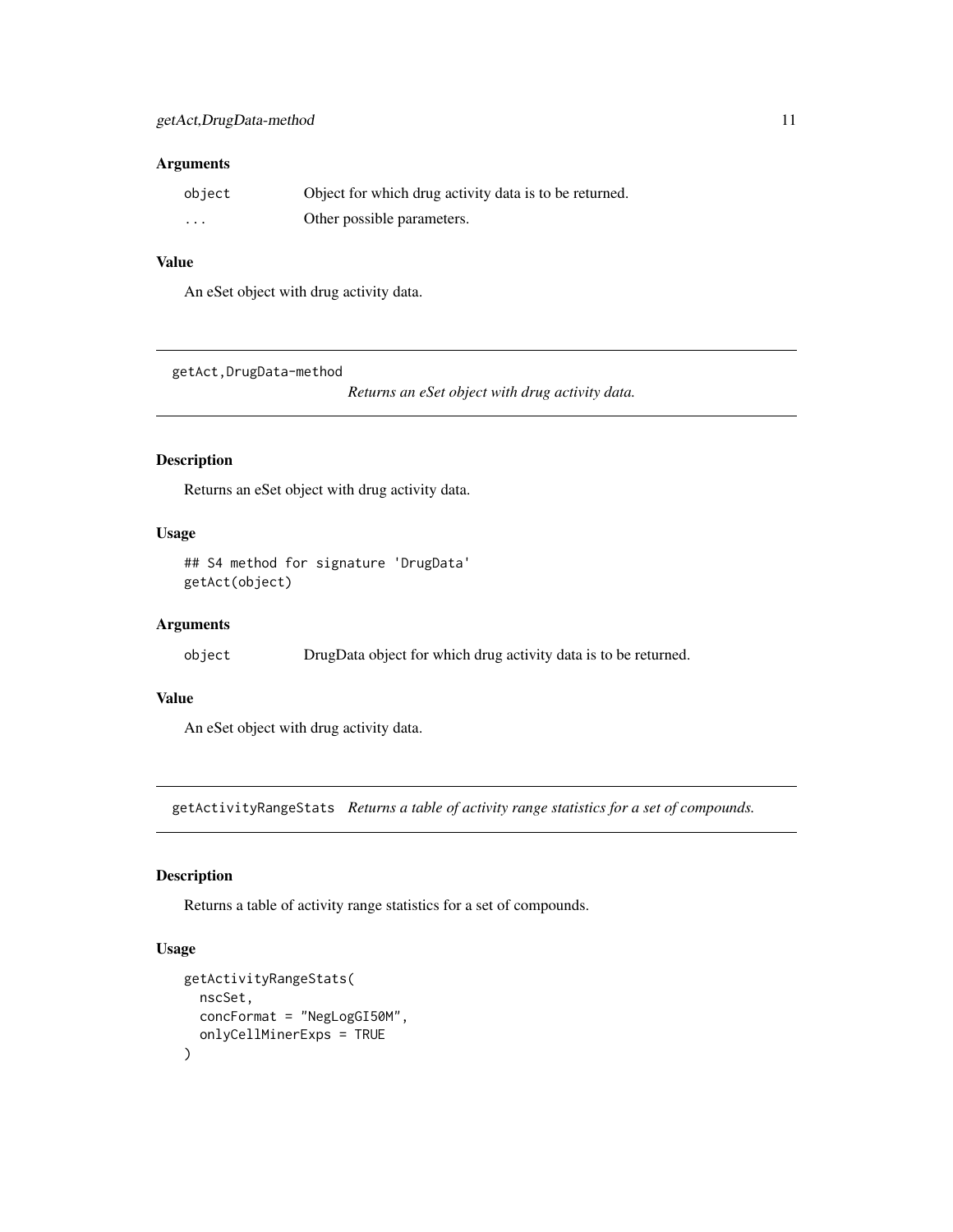### Arguments

| | |
|---|---|
| `object` | Object for which drug activity data is to be returned. |
| `...` | Other possible parameters. |

### Value

An eSet object with drug activity data.

---

## getAct,DrugData-method

*Returns an eSet object with drug activity data.*

### Description

Returns an eSet object with drug activity data.

### Usage

```
## S4 method for signature 'DrugData'
getAct(object)
```

### Arguments

| | |
|---|---|
| `object` | DrugData object for which drug activity data is to be returned. |

### Value

An eSet object with drug activity data.

---

## getActivityRangeStats

*Returns a table of activity range statistics for a set of compounds.*

### Description

Returns a table of activity range statistics for a set of compounds.

### Usage

```
getActivityRangeStats(
  nscSet,
  concFormat = "NegLogGI50M",
  onlyCellMinerExps = TRUE
)
```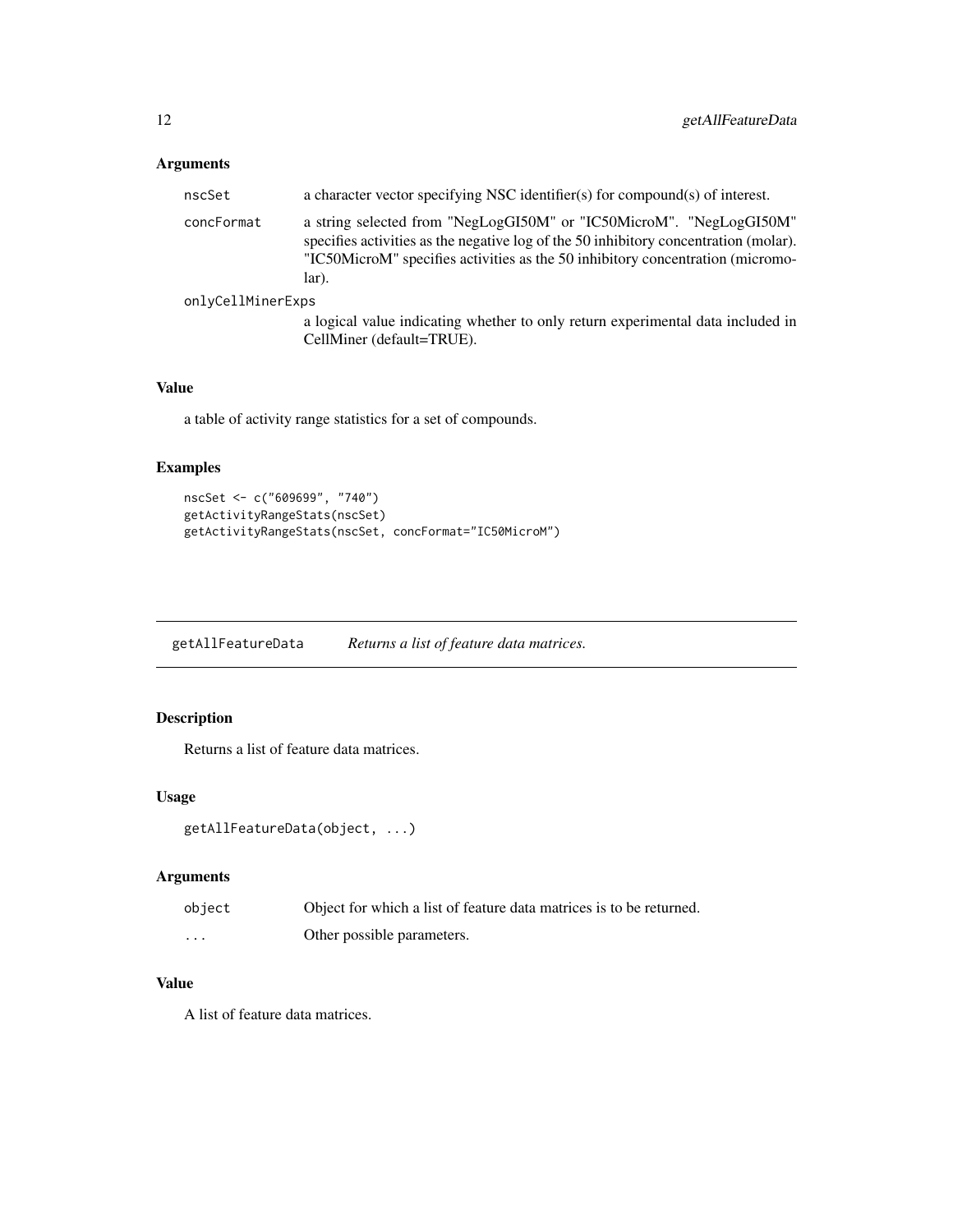## Arguments

| | |
|---|---|
| nscSet | a character vector specifying NSC identifier(s) for compound(s) of interest. |
| concFormat | a string selected from "NegLogGI50M" or "IC50MicroM". "NegLogGI50M" specifies activities as the negative log of the 50 inhibitory concentration (molar). "IC50MicroM" specifies activities as the 50 inhibitory concentration (micromolar). |
| onlyCellMinerExps | a logical value indicating whether to only return experimental data included in CellMiner (default=TRUE). |

## Value

a table of activity range statistics for a set of compounds.

## Examples

```
nscSet <- c("609699", "740")
getActivityRangeStats(nscSet)
getActivityRangeStats(nscSet, concFormat="IC50MicroM")
```

---

# getAllFeatureData *Returns a list of feature data matrices.*

---

## Description

Returns a list of feature data matrices.

## Usage

```
getAllFeatureData(object, ...)
```

## Arguments

| | |
|---|---|
| object | Object for which a list of feature data matrices is to be returned. |
| ... | Other possible parameters. |

## Value

A list of feature data matrices.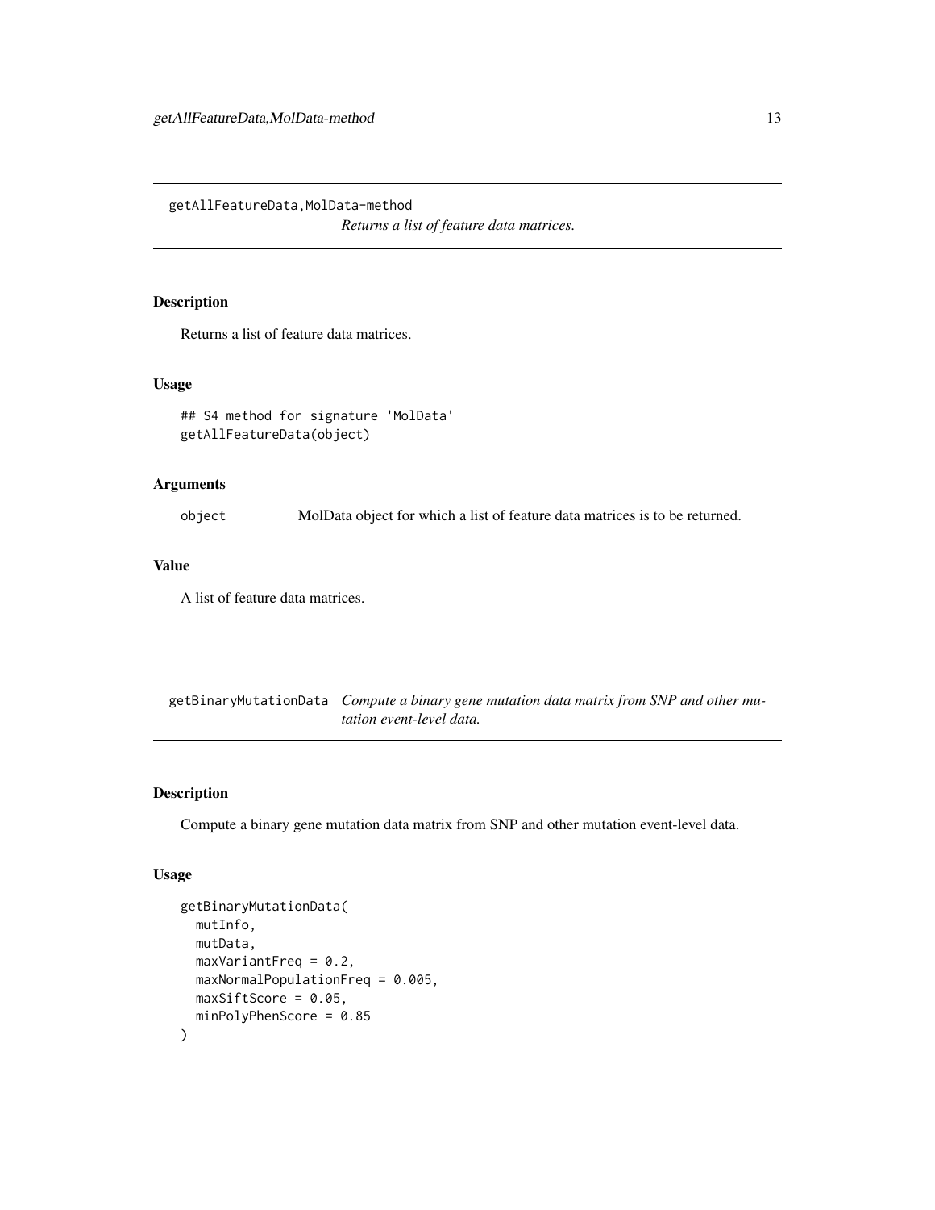## getAllFeatureData,MolData-method

*Returns a list of feature data matrices.*

### Description

Returns a list of feature data matrices.

### Usage

```
## S4 method for signature 'MolData'
getAllFeatureData(object)
```

### Arguments

| | |
|---|---|
| object | MolData object for which a list of feature data matrices is to be returned. |

### Value

A list of feature data matrices.

## getBinaryMutationData

*Compute a binary gene mutation data matrix from SNP and other mutation event-level data.*

### Description

Compute a binary gene mutation data matrix from SNP and other mutation event-level data.

### Usage

```
getBinaryMutationData(
  mutInfo,
  mutData,
  maxVariantFreq = 0.2,
  maxNormalPopulationFreq = 0.005,
  maxSiftScore = 0.05,
  minPolyPhenScore = 0.85
)
```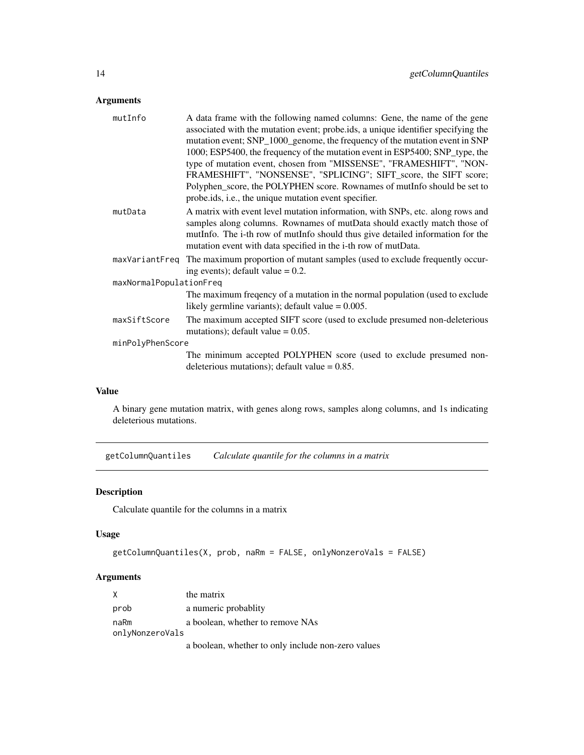## Arguments

| | |
|---|---|
| mutInfo | A data frame with the following named columns: Gene, the name of the gene associated with the mutation event; probe.ids, a unique identifier specifying the mutation event; SNP_1000_genome, the frequency of the mutation event in SNP 1000; ESP5400, the frequency of the mutation event in ESP5400; SNP_type, the type of mutation event, chosen from "MISSENSE", "FRAMESHIFT", "NON-FRAMESHIFT", "NONSENSE", "SPLICING"; SIFT_score, the SIFT score; Polyphen_score, the POLYPHEN score. Rownames of mutInfo should be set to probe.ids, i.e., the unique mutation event specifier. |
| mutData | A matrix with event level mutation information, with SNPs, etc. along rows and samples along columns. Rownames of mutData should exactly match those of mutInfo. The i-th row of mutInfo should thus give detailed information for the mutation event with data specified in the i-th row of mutData. |
| maxVariantFreq | The maximum proportion of mutant samples (used to exclude frequently occuring events); default value = 0.2. |
| maxNormalPopulationFreq | The maximum freqency of a mutation in the normal population (used to exclude likely germline variants); default value = 0.005. |
| maxSiftScore | The maximum accepted SIFT score (used to exclude presumed non-deleterious mutations); default value = 0.05. |
| minPolyPhenScore | The minimum accepted POLYPHEN score (used to exclude presumed non-deleterious mutations); default value = 0.85. |

## Value

A binary gene mutation matrix, with genes along rows, samples along columns, and 1s indicating deleterious mutations.

---

# getColumnQuantiles &nbsp;&nbsp;&nbsp; *Calculate quantile for the columns in a matrix*

## Description

Calculate quantile for the columns in a matrix

## Usage

```
getColumnQuantiles(X, prob, naRm = FALSE, onlyNonzeroVals = FALSE)
```

## Arguments

| | |
|---|---|
| X | the matrix |
| prob | a numeric probablity |
| naRm | a boolean, whether to remove NAs |
| onlyNonzeroVals | a boolean, whether to only include non-zero values |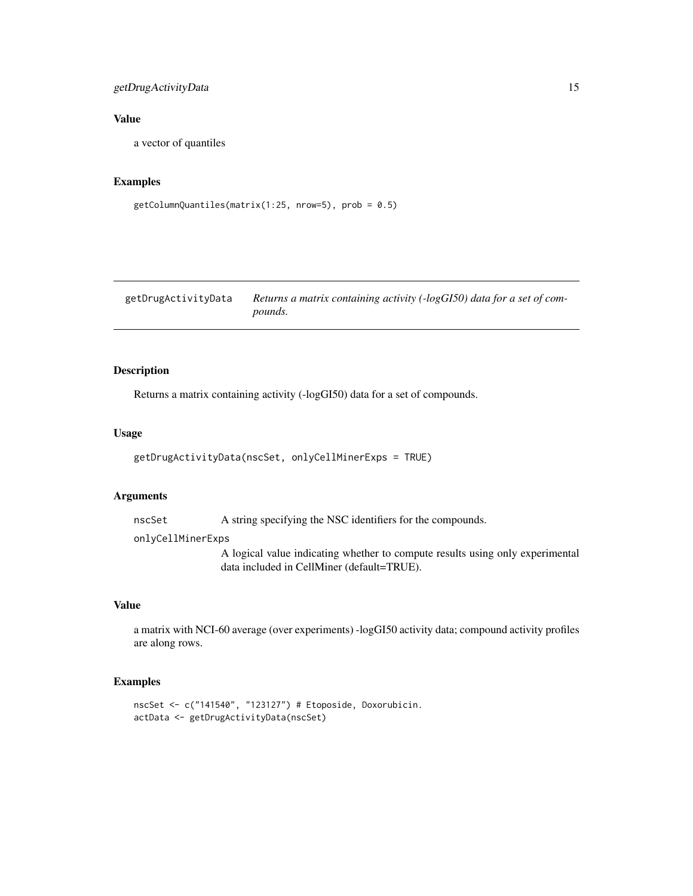### Value

a vector of quantiles

### Examples

```
getColumnQuantiles(matrix(1:25, nrow=5), prob = 0.5)
```

---

## getDrugActivityData *Returns a matrix containing activity (-logGI50) data for a set of compounds.*

---

### Description

Returns a matrix containing activity (-logGI50) data for a set of compounds.

### Usage

```
getDrugActivityData(nscSet, onlyCellMinerExps = TRUE)
```

### Arguments

| | |
|---|---|
| nscSet | A string specifying the NSC identifiers for the compounds. |
| onlyCellMinerExps | A logical value indicating whether to compute results using only experimental data included in CellMiner (default=TRUE). |

### Value

a matrix with NCI-60 average (over experiments) -logGI50 activity data; compound activity profiles are along rows.

### Examples

```
nscSet <- c("141540", "123127") # Etoposide, Doxorubicin.
actData <- getDrugActivityData(nscSet)
```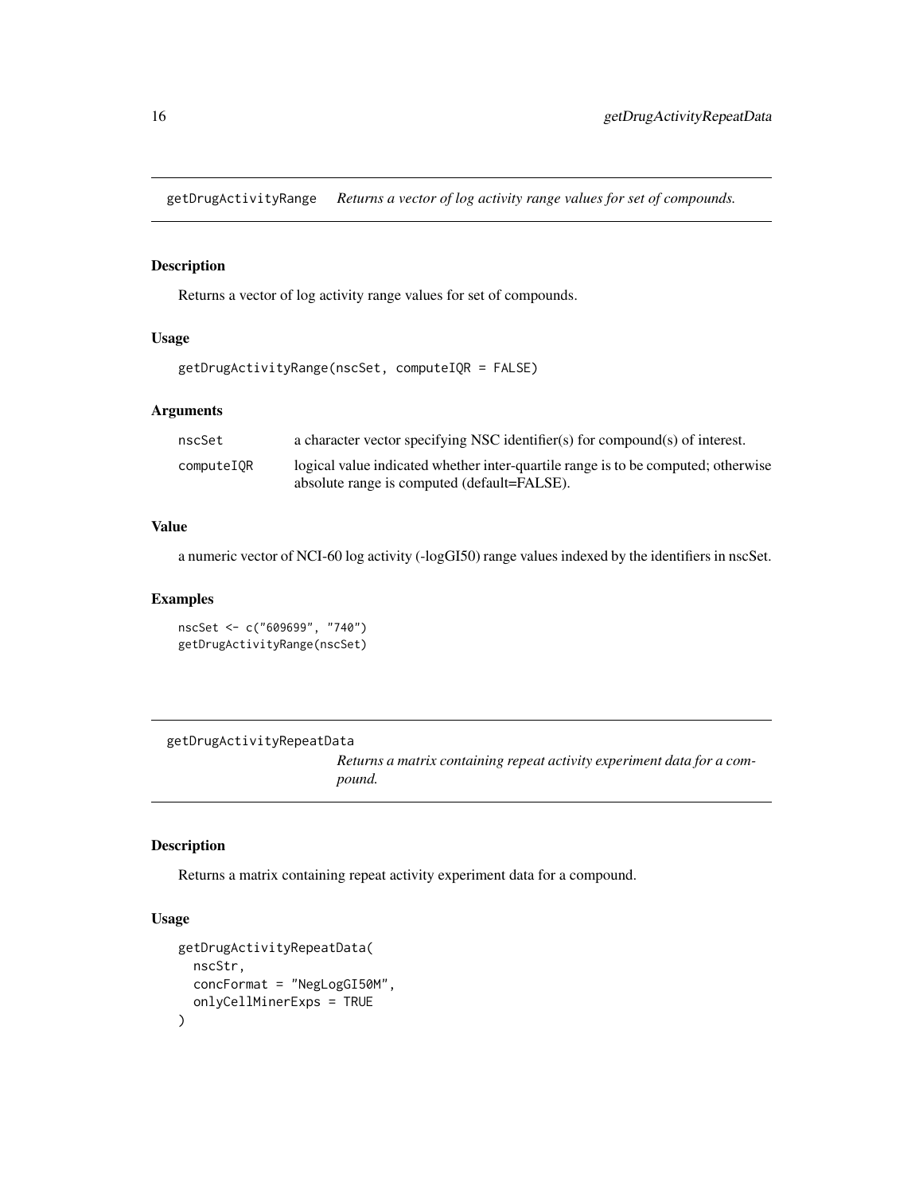## getDrugActivityRange *Returns a vector of log activity range values for set of compounds.*

### Description

Returns a vector of log activity range values for set of compounds.

### Usage

```
getDrugActivityRange(nscSet, computeIQR = FALSE)
```

### Arguments

| | |
|---|---|
| nscSet | a character vector specifying NSC identifier(s) for compound(s) of interest. |
| computeIQR | logical value indicated whether inter-quartile range is to be computed; otherwise absolute range is computed (default=FALSE). |

### Value

a numeric vector of NCI-60 log activity (-logGI50) range values indexed by the identifiers in nscSet.

### Examples

```
nscSet <- c("609699", "740")
getDrugActivityRange(nscSet)
```

## getDrugActivityRepeatData *Returns a matrix containing repeat activity experiment data for a compound.*

### Description

Returns a matrix containing repeat activity experiment data for a compound.

### Usage

```
getDrugActivityRepeatData(
  nscStr,
  concFormat = "NegLogGI50M",
  onlyCellMinerExps = TRUE
)
```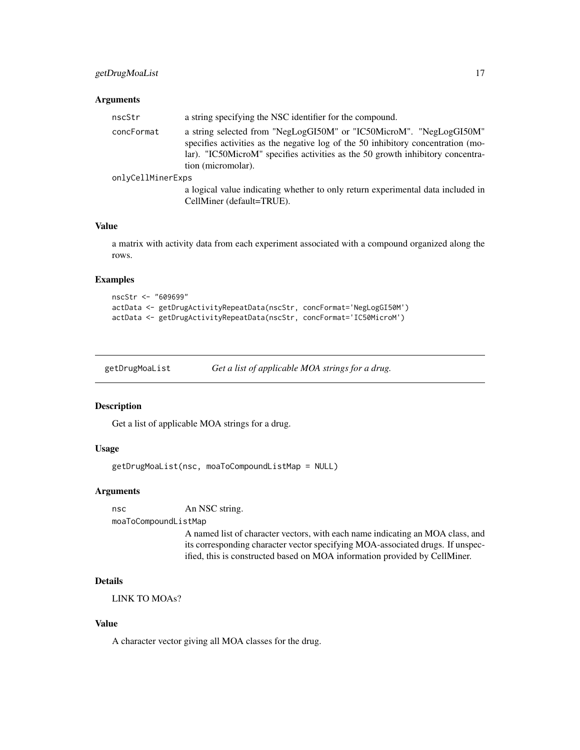### Arguments

- `nscStr` a string specifying the NSC identifier for the compound.
- `concFormat` a string selected from "NegLogGI50M" or "IC50MicroM". "NegLogGI50M" specifies activities as the negative log of the 50 inhibitory concentration (molar). "IC50MicroM" specifies activities as the 50 growth inhibitory concentration (micromolar).
- `onlyCellMinerExps` a logical value indicating whether to only return experimental data included in CellMiner (default=TRUE).

### Value

a matrix with activity data from each experiment associated with a compound organized along the rows.

### Examples

```
nscStr <- "609699"
actData <- getDrugActivityRepeatData(nscStr, concFormat='NegLogGI50M')
actData <- getDrugActivityRepeatData(nscStr, concFormat='IC50MicroM')
```

---

## getDrugMoaList — *Get a list of applicable MOA strings for a drug.*

---

### Description

Get a list of applicable MOA strings for a drug.

### Usage

```
getDrugMoaList(nsc, moaToCompoundListMap = NULL)
```

### Arguments

- `nsc` An NSC string.
- `moaToCompoundListMap` A named list of character vectors, with each name indicating an MOA class, and its corresponding character vector specifying MOA-associated drugs. If unspecified, this is constructed based on MOA information provided by CellMiner.

### Details

LINK TO MOAs?

### Value

A character vector giving all MOA classes for the drug.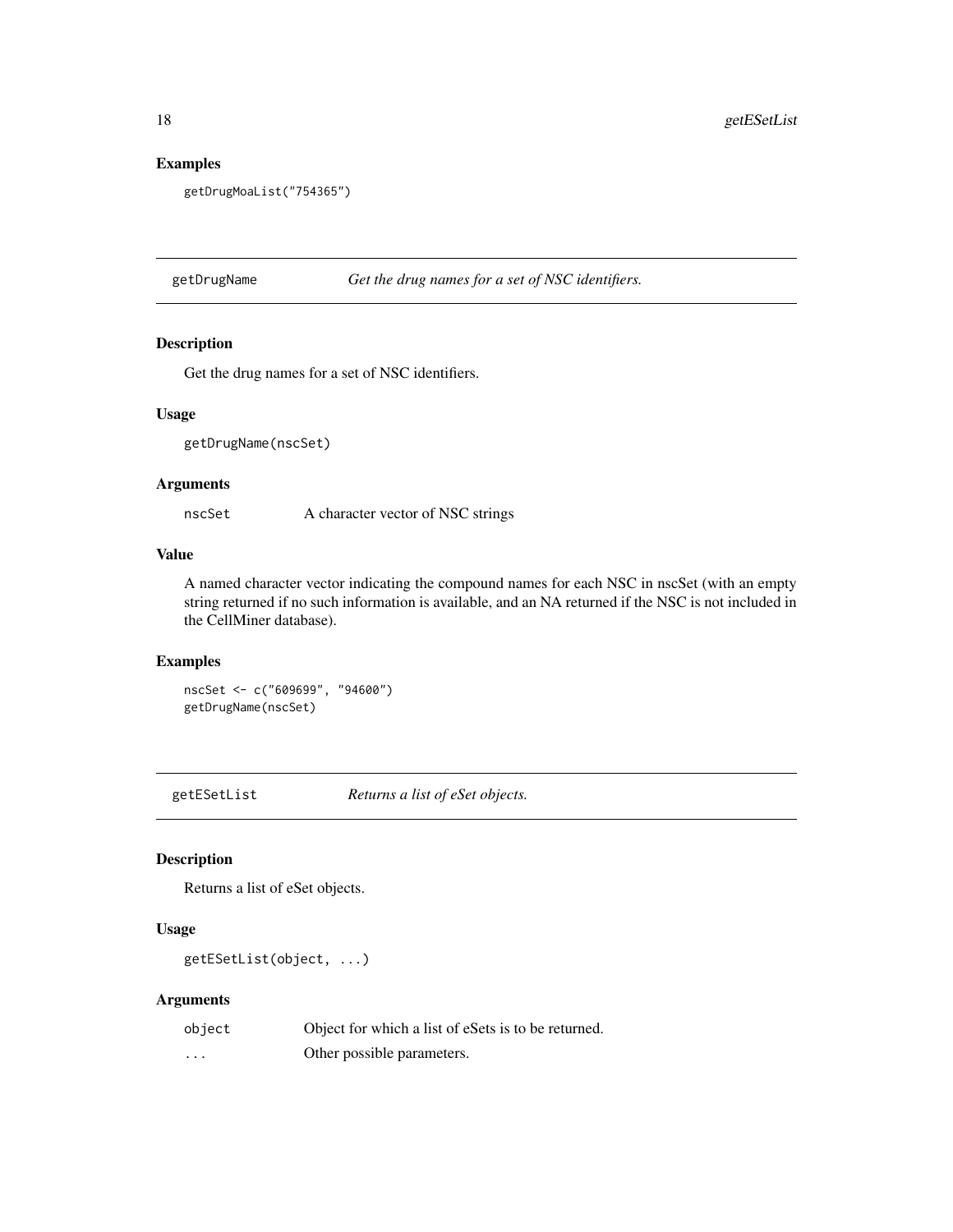### Examples

```
getDrugMoaList("754365")
```

## getDrugName — *Get the drug names for a set of NSC identifiers.*

### Description

Get the drug names for a set of NSC identifiers.

### Usage

```
getDrugName(nscSet)
```

### Arguments

| | |
|---|---|
| `nscSet` | A character vector of NSC strings |

### Value

A named character vector indicating the compound names for each NSC in nscSet (with an empty string returned if no such information is available, and an NA returned if the NSC is not included in the CellMiner database).

### Examples

```
nscSet <- c("609699", "94600")
getDrugName(nscSet)
```

## getESetList — *Returns a list of eSet objects.*

### Description

Returns a list of eSet objects.

### Usage

```
getESetList(object, ...)
```

### Arguments

| | |
|---|---|
| `object` | Object for which a list of eSets is to be returned. |
| `...` | Other possible parameters. |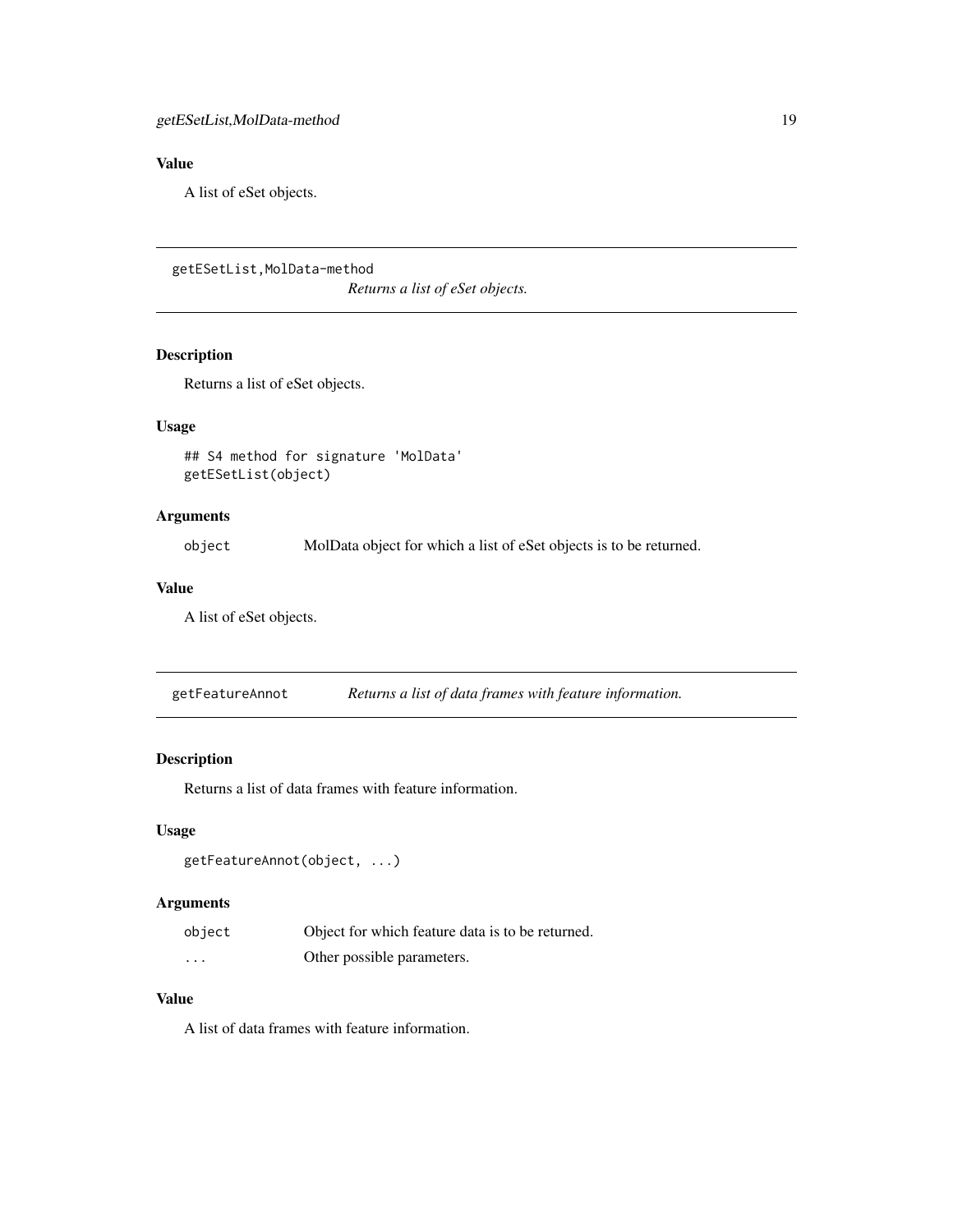### Value

A list of eSet objects.

---

## getESetList,MolData-method

*Returns a list of eSet objects.*

### Description

Returns a list of eSet objects.

### Usage

```
## S4 method for signature 'MolData'
getESetList(object)
```

### Arguments

| | |
|---|---|
| `object` | MolData object for which a list of eSet objects is to be returned. |

### Value

A list of eSet objects.

---

## getFeatureAnnot

*Returns a list of data frames with feature information.*

### Description

Returns a list of data frames with feature information.

### Usage

```
getFeatureAnnot(object, ...)
```

### Arguments

| | |
|---|---|
| `object` | Object for which feature data is to be returned. |
| `...` | Other possible parameters. |

### Value

A list of data frames with feature information.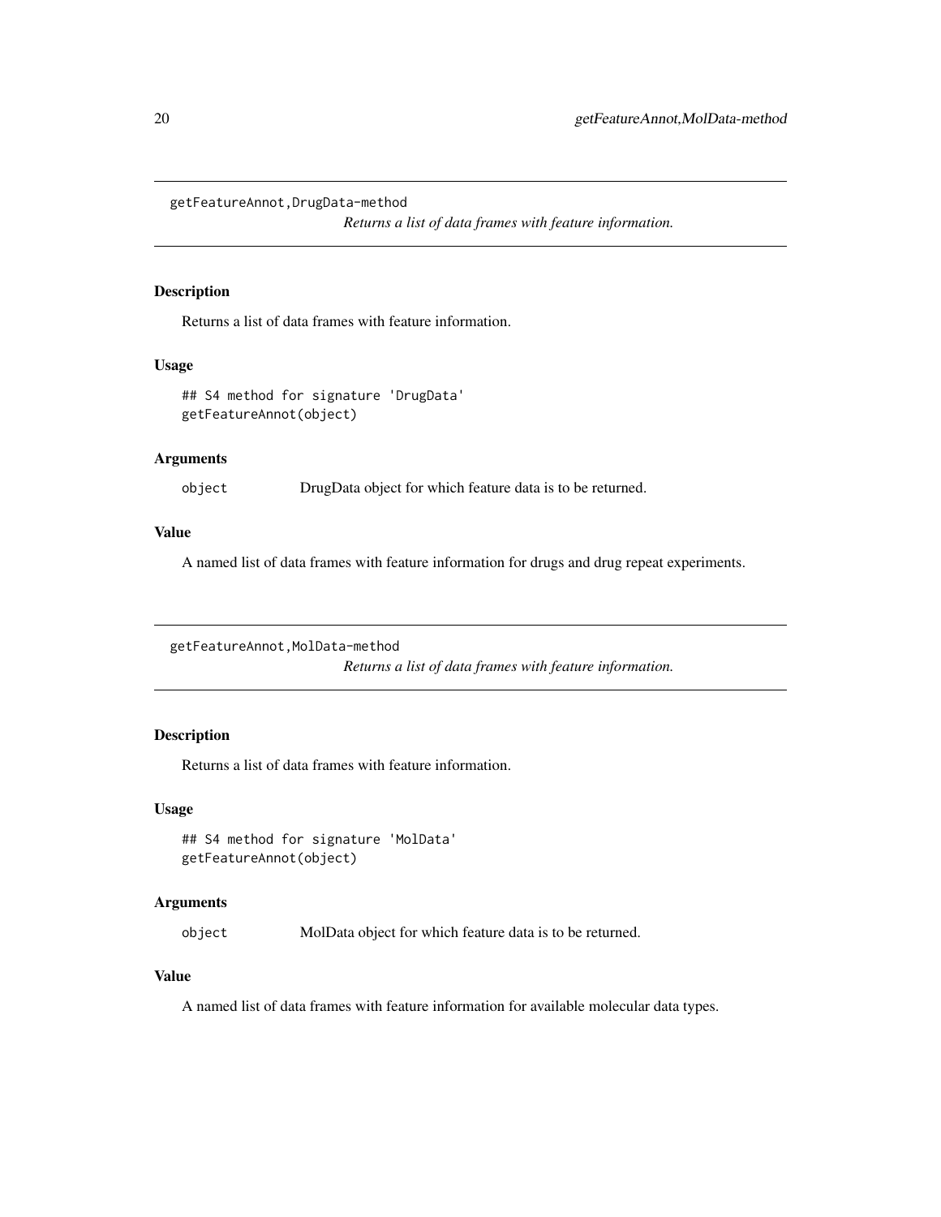## getFeatureAnnot,DrugData-method

*Returns a list of data frames with feature information.*

### Description

Returns a list of data frames with feature information.

### Usage

```
## S4 method for signature 'DrugData'
getFeatureAnnot(object)
```

### Arguments

| | |
|---|---|
| object | DrugData object for which feature data is to be returned. |

### Value

A named list of data frames with feature information for drugs and drug repeat experiments.

## getFeatureAnnot,MolData-method

*Returns a list of data frames with feature information.*

### Description

Returns a list of data frames with feature information.

### Usage

```
## S4 method for signature 'MolData'
getFeatureAnnot(object)
```

### Arguments

| | |
|---|---|
| object | MolData object for which feature data is to be returned. |

### Value

A named list of data frames with feature information for available molecular data types.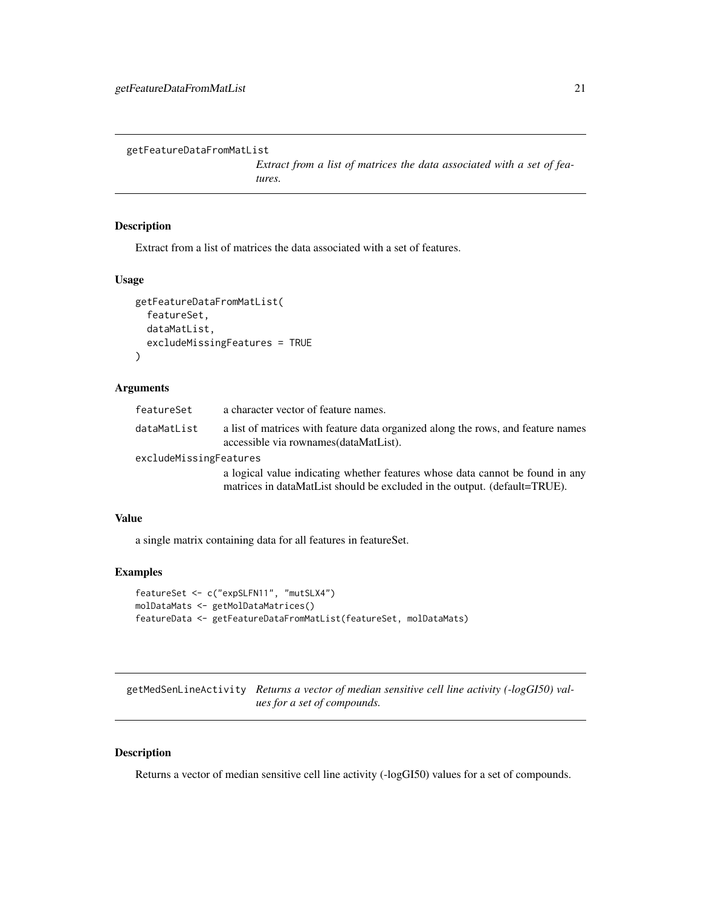## getFeatureDataFromMatList

*Extract from a list of matrices the data associated with a set of features.*

### Description

Extract from a list of matrices the data associated with a set of features.

### Usage

```
getFeatureDataFromMatList(
  featureSet,
  dataMatList,
  excludeMissingFeatures = TRUE
)
```

### Arguments

| | |
|---|---|
| featureSet | a character vector of feature names. |
| dataMatList | a list of matrices with feature data organized along the rows, and feature names accessible via rownames(dataMatList). |
| excludeMissingFeatures | a logical value indicating whether features whose data cannot be found in any matrices in dataMatList should be excluded in the output. (default=TRUE). |

### Value

a single matrix containing data for all features in featureSet.

### Examples

```
featureSet <- c("expSLFN11", "mutSLX4")
molDataMats <- getMolDataMatrices()
featureData <- getFeatureDataFromMatList(featureSet, molDataMats)
```

## getMedSenLineActivity

*Returns a vector of median sensitive cell line activity (-logGI50) values for a set of compounds.*

### Description

Returns a vector of median sensitive cell line activity (-logGI50) values for a set of compounds.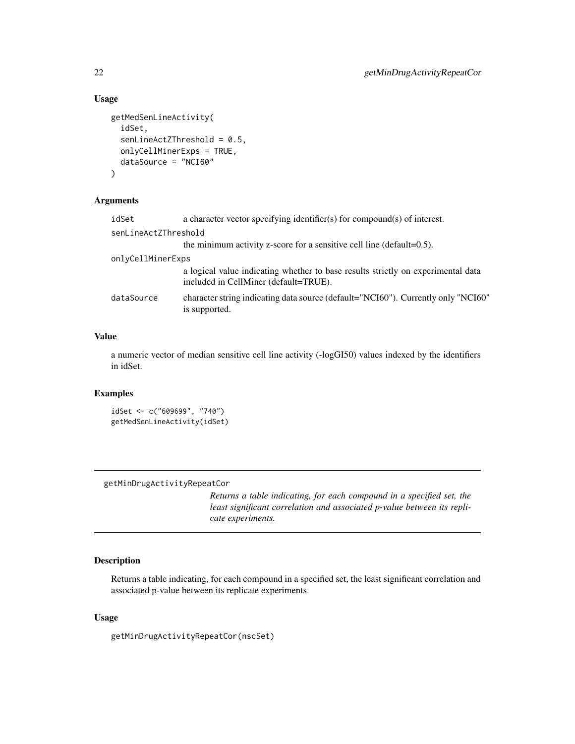## Usage

```
getMedSenLineActivity(
  idSet,
  senLineActZThreshold = 0.5,
  onlyCellMinerExps = TRUE,
  dataSource = "NCI60"
)
```

## Arguments

| | |
|---|---|
| idSet | a character vector specifying identifier(s) for compound(s) of interest. |
| senLineActZThreshold | the minimum activity z-score for a sensitive cell line (default=0.5). |
| onlyCellMinerExps | a logical value indicating whether to base results strictly on experimental data included in CellMiner (default=TRUE). |
| dataSource | character string indicating data source (default="NCI60"). Currently only "NCI60" is supported. |

## Value

a numeric vector of median sensitive cell line activity (-logGI50) values indexed by the identifiers in idSet.

## Examples

```
idSet <- c("609699", "740")
getMedSenLineActivity(idSet)
```

---

# getMinDrugActivityRepeatCor

*Returns a table indicating, for each compound in a specified set, the least significant correlation and associated p-value between its replicate experiments.*

---

## Description

Returns a table indicating, for each compound in a specified set, the least significant correlation and associated p-value between its replicate experiments.

## Usage

```
getMinDrugActivityRepeatCor(nscSet)
```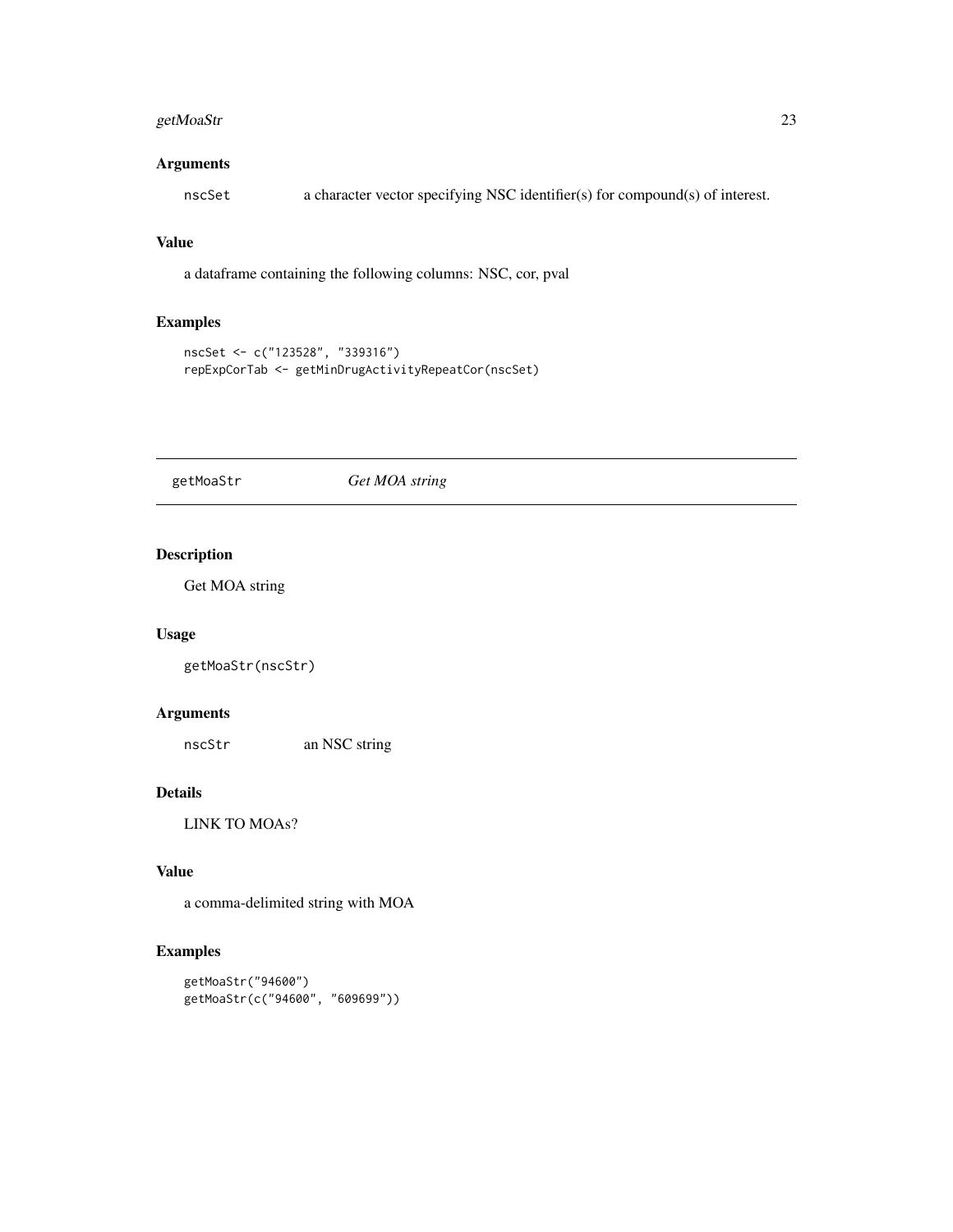### Arguments

`nscSet` a character vector specifying NSC identifier(s) for compound(s) of interest.

### Value

a dataframe containing the following columns: NSC, cor, pval

### Examples

```
nscSet <- c("123528", "339316")
repExpCorTab <- getMinDrugActivityRepeatCor(nscSet)
```

---

## getMoaStr *Get MOA string*

---

### Description

Get MOA string

### Usage

```
getMoaStr(nscStr)
```

### Arguments

`nscStr` an NSC string

### Details

LINK TO MOAs?

### Value

a comma-delimited string with MOA

### Examples

```
getMoaStr("94600")
getMoaStr(c("94600", "609699"))
```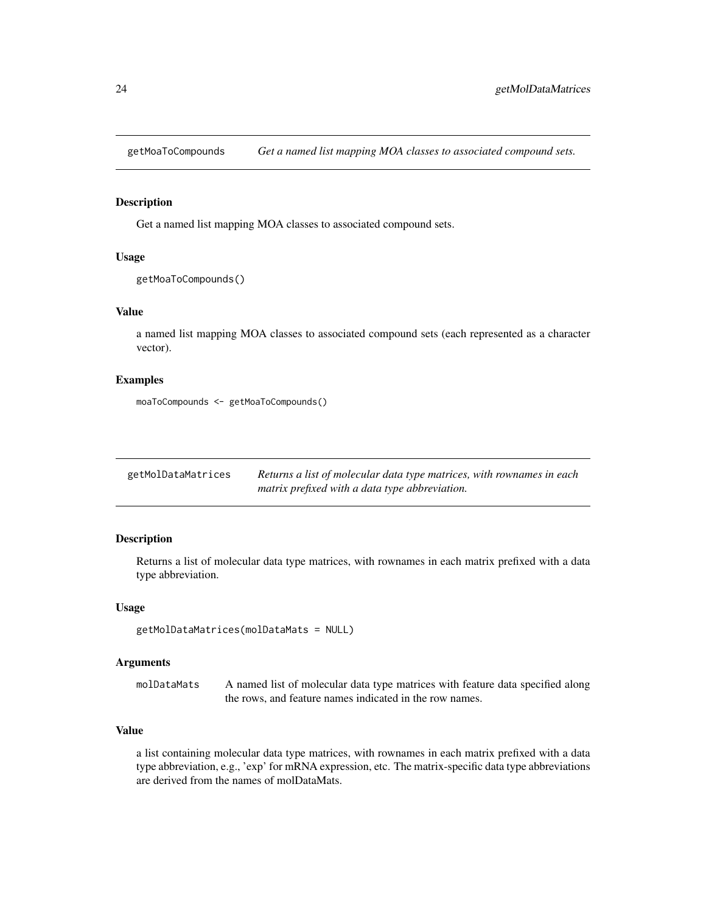## getMoaToCompounds — *Get a named list mapping MOA classes to associated compound sets.*

### Description

Get a named list mapping MOA classes to associated compound sets.

### Usage

```
getMoaToCompounds()
```

### Value

a named list mapping MOA classes to associated compound sets (each represented as a character vector).

### Examples

```
moaToCompounds <- getMoaToCompounds()
```

## getMolDataMatrices — *Returns a list of molecular data type matrices, with rownames in each matrix prefixed with a data type abbreviation.*

### Description

Returns a list of molecular data type matrices, with rownames in each matrix prefixed with a data type abbreviation.

### Usage

```
getMolDataMatrices(molDataMats = NULL)
```

### Arguments

| | |
|---|---|
| molDataMats | A named list of molecular data type matrices with feature data specified along the rows, and feature names indicated in the row names. |

### Value

a list containing molecular data type matrices, with rownames in each matrix prefixed with a data type abbreviation, e.g., 'exp' for mRNA expression, etc. The matrix-specific data type abbreviations are derived from the names of molDataMats.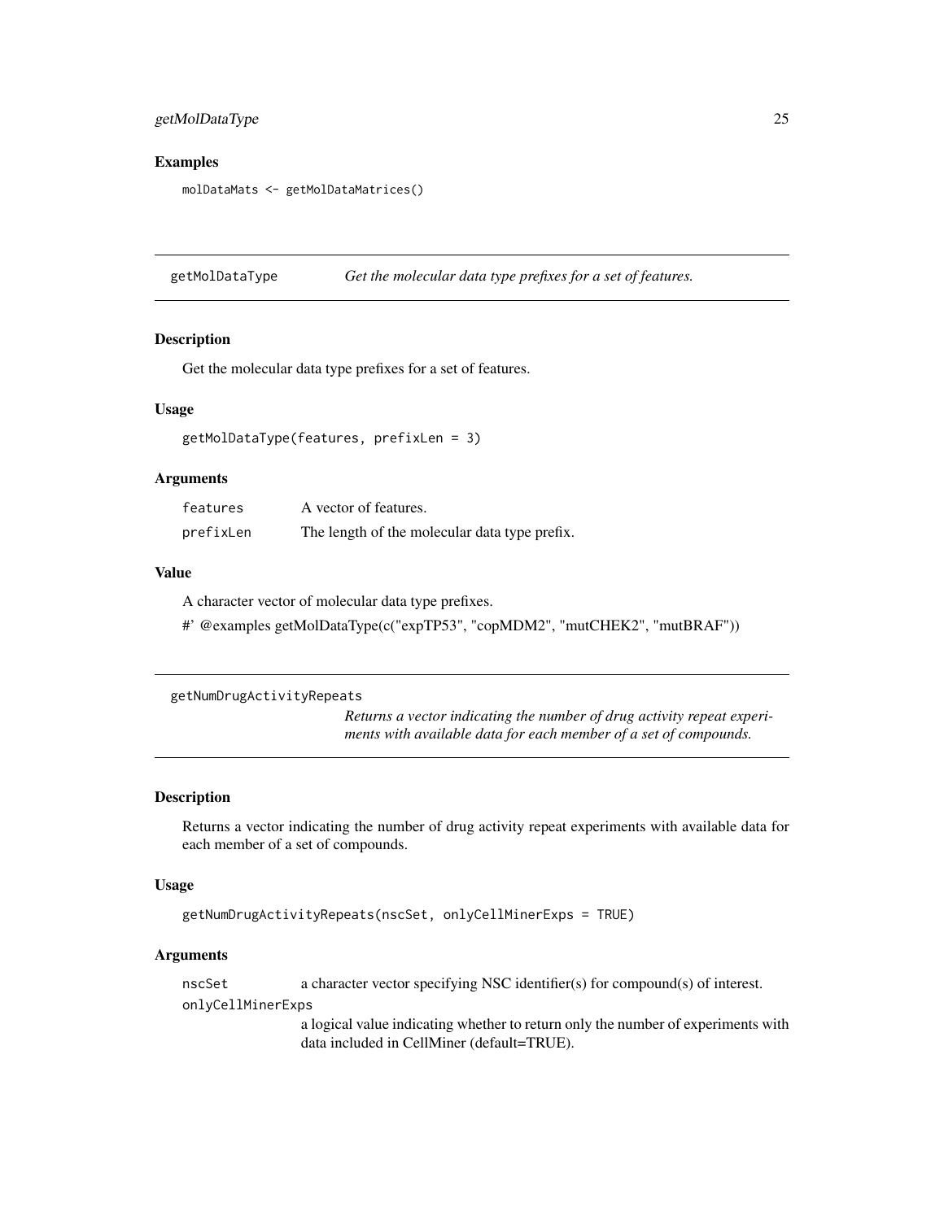## Examples

```
molDataMats <- getMolDataMatrices()
```

---

## getMolDataType *Get the molecular data type prefixes for a set of features.*

### Description

Get the molecular data type prefixes for a set of features.

### Usage

```
getMolDataType(features, prefixLen = 3)
```

### Arguments

| | |
|---|---|
| `features` | A vector of features. |
| `prefixLen` | The length of the molecular data type prefix. |

### Value

A character vector of molecular data type prefixes.

#' @examples getMolDataType(c("expTP53", "copMDM2", "mutCHEK2", "mutBRAF"))

---

## getNumDrugActivityRepeats *Returns a vector indicating the number of drug activity repeat experiments with available data for each member of a set of compounds.*

### Description

Returns a vector indicating the number of drug activity repeat experiments with available data for each member of a set of compounds.

### Usage

```
getNumDrugActivityRepeats(nscSet, onlyCellMinerExps = TRUE)
```

### Arguments

| | |
|---|---|
| `nscSet` | a character vector specifying NSC identifier(s) for compound(s) of interest. |
| `onlyCellMinerExps` | a logical value indicating whether to return only the number of experiments with data included in CellMiner (default=TRUE). |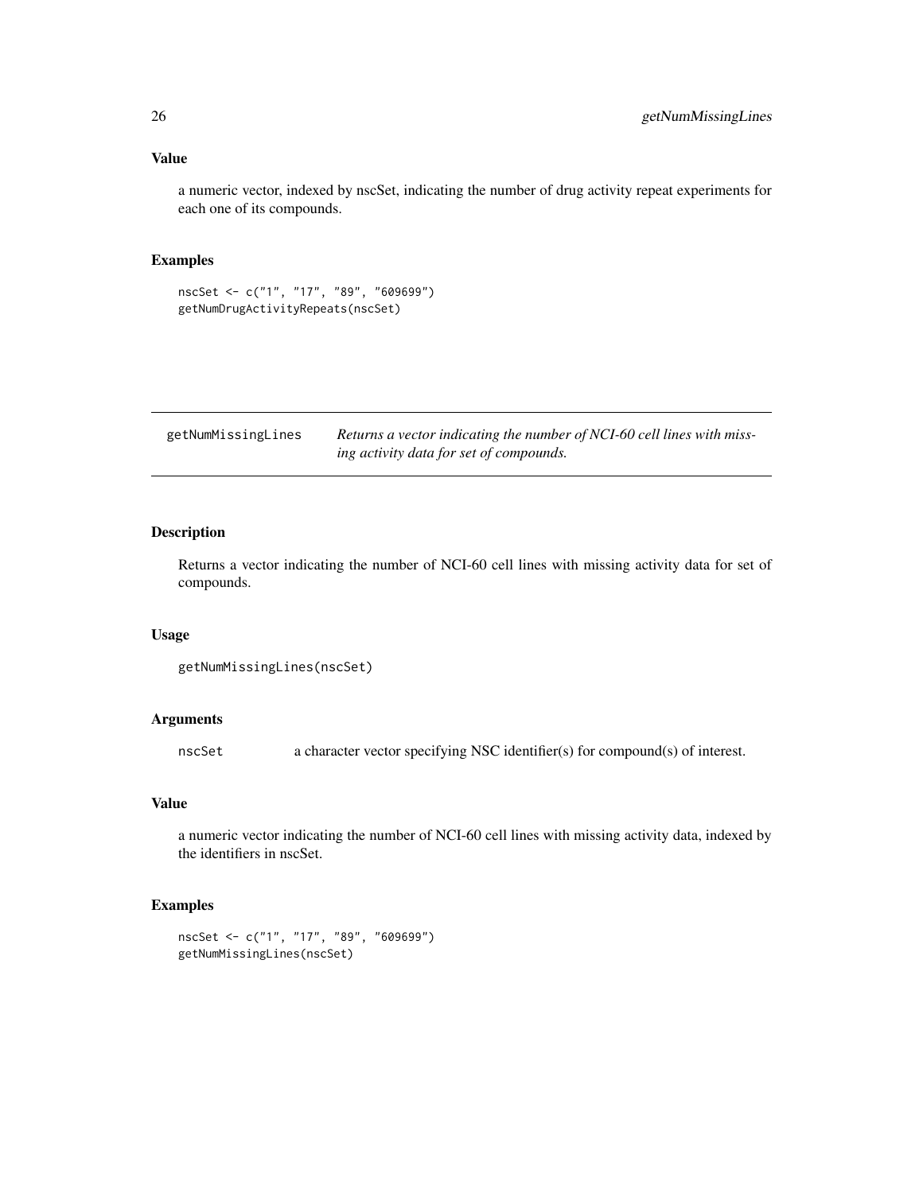### Value

a numeric vector, indexed by nscSet, indicating the number of drug activity repeat experiments for each one of its compounds.

### Examples

```
nscSet <- c("1", "17", "89", "609699")
getNumDrugActivityRepeats(nscSet)
```

## getNumMissingLines

*Returns a vector indicating the number of NCI-60 cell lines with missing activity data for set of compounds.*

### Description

Returns a vector indicating the number of NCI-60 cell lines with missing activity data for set of compounds.

### Usage

```
getNumMissingLines(nscSet)
```

### Arguments

| | |
|---|---|
| nscSet | a character vector specifying NSC identifier(s) for compound(s) of interest. |

### Value

a numeric vector indicating the number of NCI-60 cell lines with missing activity data, indexed by the identifiers in nscSet.

### Examples

```
nscSet <- c("1", "17", "89", "609699")
getNumMissingLines(nscSet)
```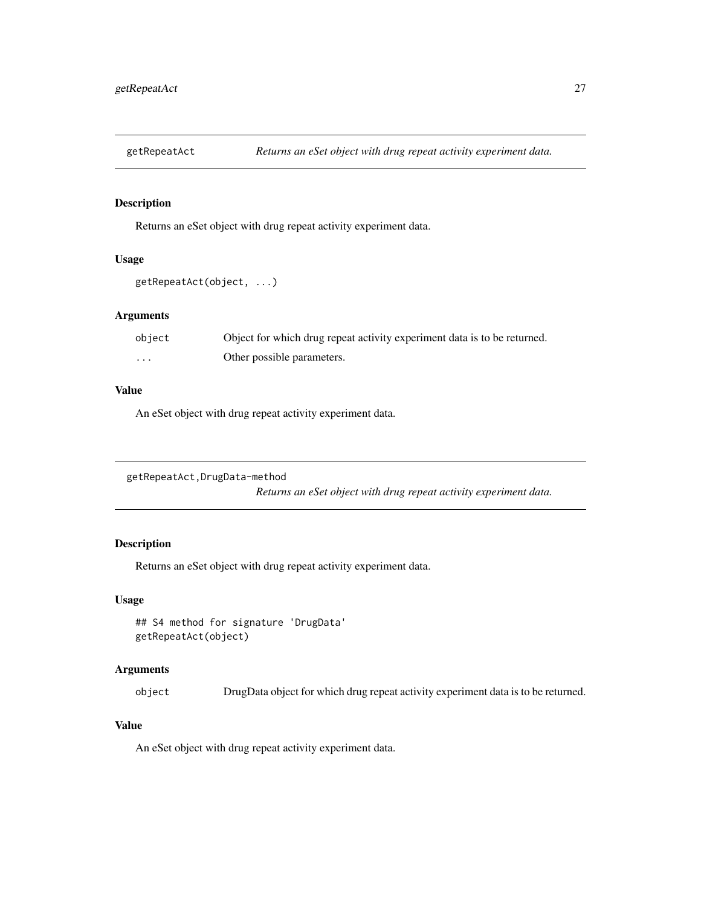## getRepeatAct — *Returns an eSet object with drug repeat activity experiment data.*

### Description

Returns an eSet object with drug repeat activity experiment data.

### Usage

```
getRepeatAct(object, ...)
```

### Arguments

| | |
|---|---|
| `object` | Object for which drug repeat activity experiment data is to be returned. |
| `...` | Other possible parameters. |

### Value

An eSet object with drug repeat activity experiment data.

## getRepeatAct,DrugData-method — *Returns an eSet object with drug repeat activity experiment data.*

### Description

Returns an eSet object with drug repeat activity experiment data.

### Usage

```
## S4 method for signature 'DrugData'
getRepeatAct(object)
```

### Arguments

| | |
|---|---|
| `object` | DrugData object for which drug repeat activity experiment data is to be returned. |

### Value

An eSet object with drug repeat activity experiment data.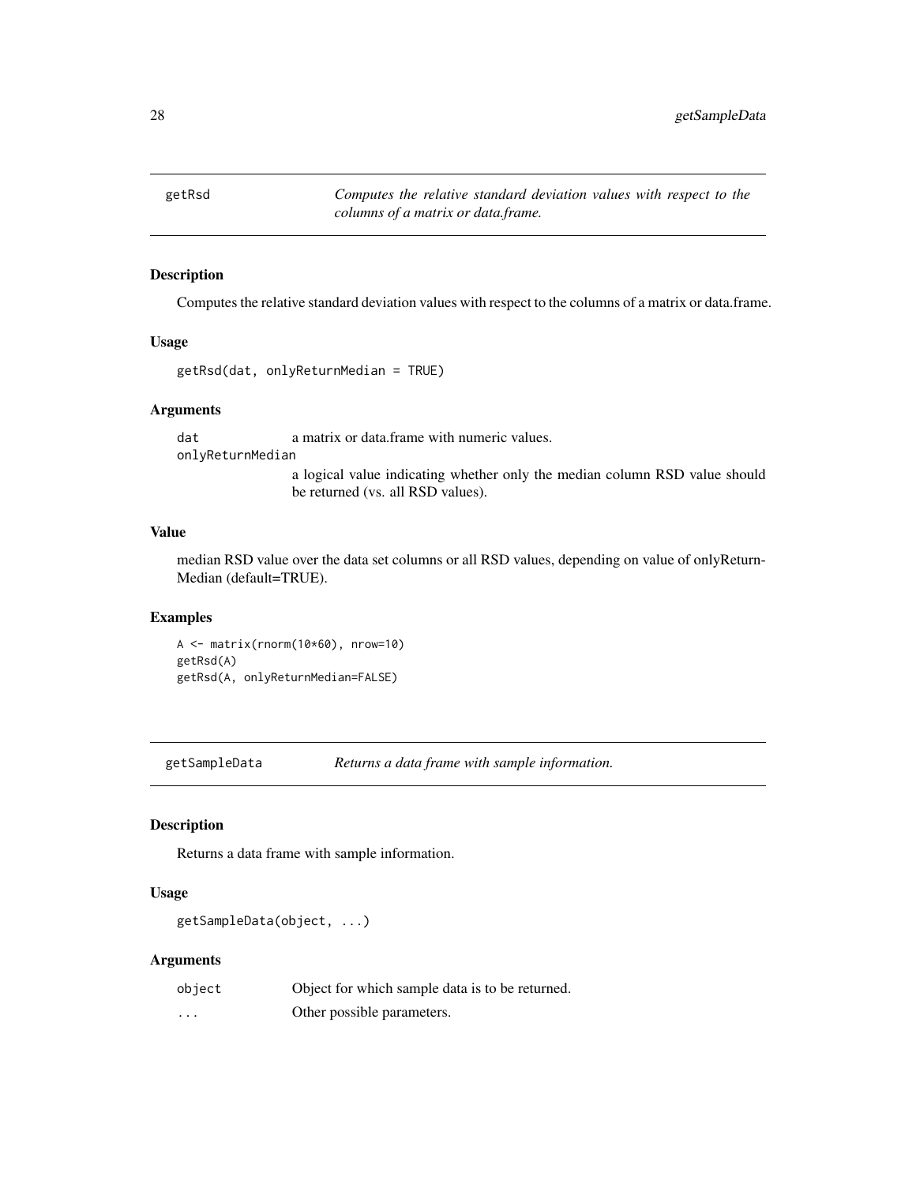## getRsd — *Computes the relative standard deviation values with respect to the columns of a matrix or data.frame.*

### Description

Computes the relative standard deviation values with respect to the columns of a matrix or data.frame.

### Usage

```
getRsd(dat, onlyReturnMedian = TRUE)
```

### Arguments

- `dat` — a matrix or data.frame with numeric values.
- `onlyReturnMedian` — a logical value indicating whether only the median column RSD value should be returned (vs. all RSD values).

### Value

median RSD value over the data set columns or all RSD values, depending on value of onlyReturnMedian (default=TRUE).

### Examples

```
A <- matrix(rnorm(10*60), nrow=10)
getRsd(A)
getRsd(A, onlyReturnMedian=FALSE)
```

## getSampleData — *Returns a data frame with sample information.*

### Description

Returns a data frame with sample information.

### Usage

```
getSampleData(object, ...)
```

### Arguments

- `object` — Object for which sample data is to be returned.
- `...` — Other possible parameters.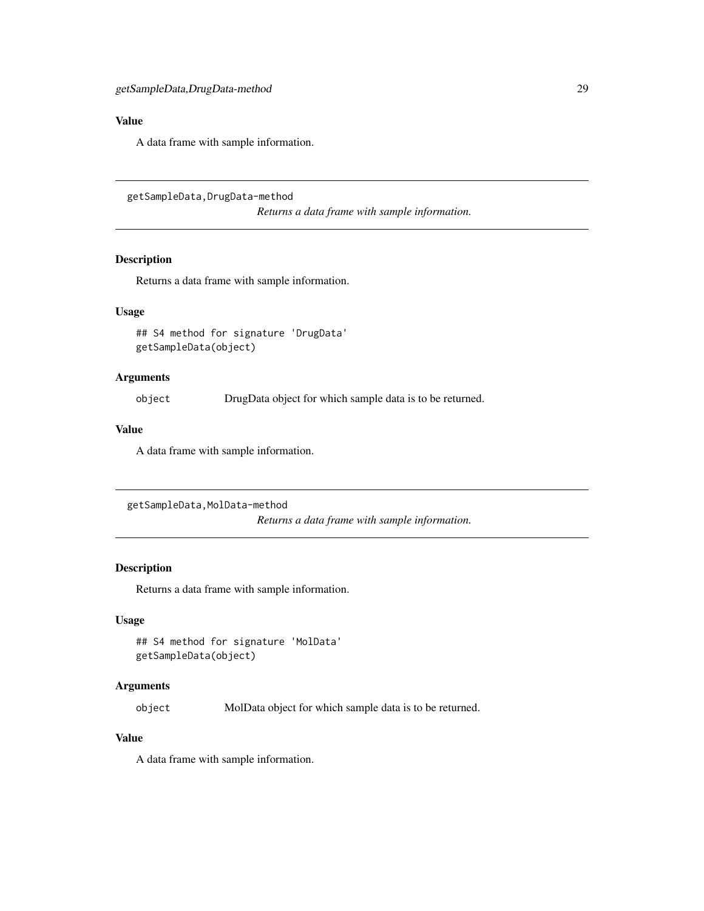### Value

A data frame with sample information.

---

## getSampleData,DrugData-method

*Returns a data frame with sample information.*

---

### Description

Returns a data frame with sample information.

### Usage

```
## S4 method for signature 'DrugData'
getSampleData(object)
```

### Arguments

| | |
|---|---|
| object | DrugData object for which sample data is to be returned. |

### Value

A data frame with sample information.

---

## getSampleData,MolData-method

*Returns a data frame with sample information.*

---

### Description

Returns a data frame with sample information.

### Usage

```
## S4 method for signature 'MolData'
getSampleData(object)
```

### Arguments

| | |
|---|---|
| object | MolData object for which sample data is to be returned. |

### Value

A data frame with sample information.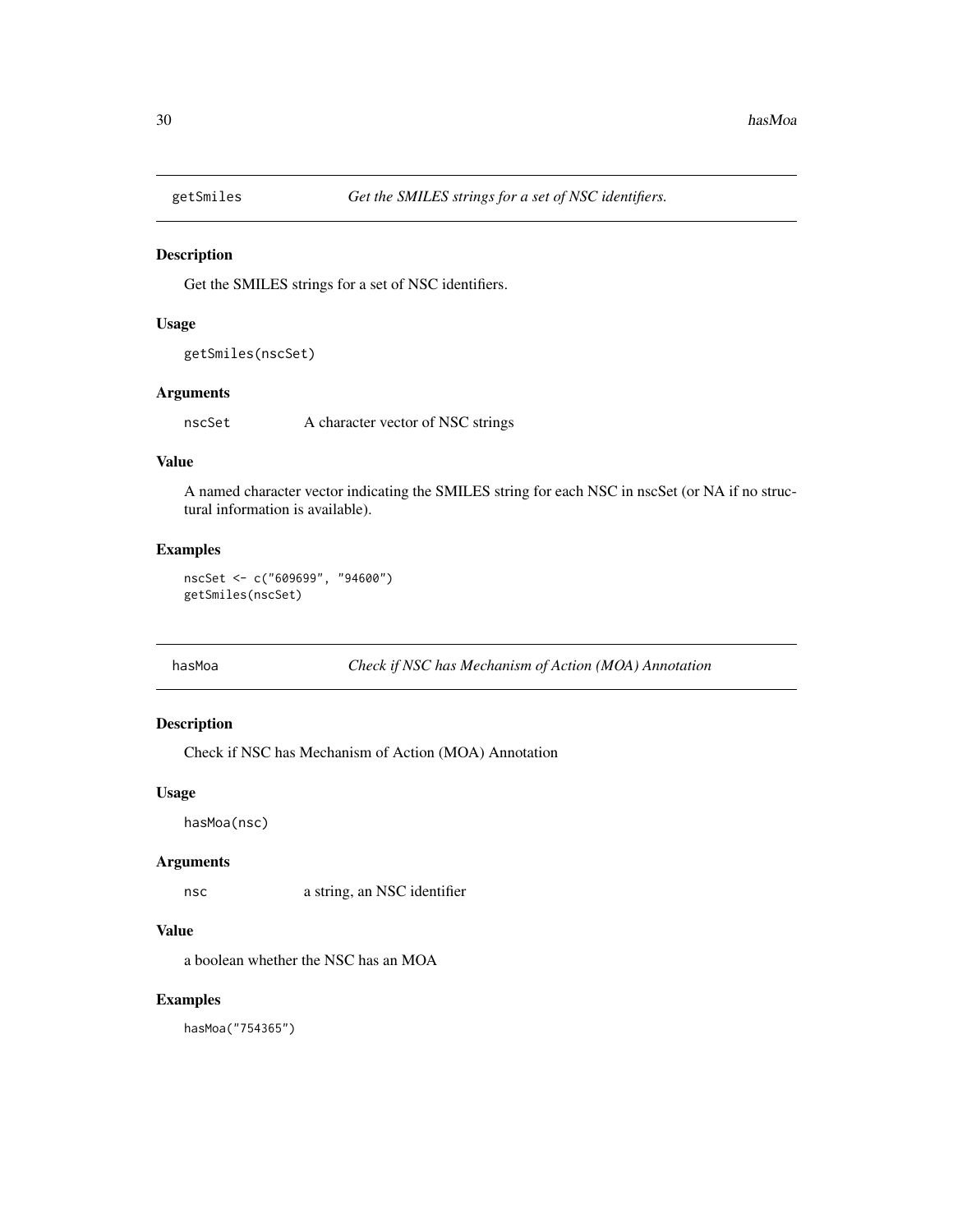## getSmiles *Get the SMILES strings for a set of NSC identifiers.*

### Description

Get the SMILES strings for a set of NSC identifiers.

### Usage

```
getSmiles(nscSet)
```

### Arguments

| | |
|---|---|
| nscSet | A character vector of NSC strings |

### Value

A named character vector indicating the SMILES string for each NSC in nscSet (or NA if no structural information is available).

### Examples

```
nscSet <- c("609699", "94600")
getSmiles(nscSet)
```

## hasMoa *Check if NSC has Mechanism of Action (MOA) Annotation*

### Description

Check if NSC has Mechanism of Action (MOA) Annotation

### Usage

```
hasMoa(nsc)
```

### Arguments

| | |
|---|---|
| nsc | a string, an NSC identifier |

### Value

a boolean whether the NSC has an MOA

### Examples

```
hasMoa("754365")
```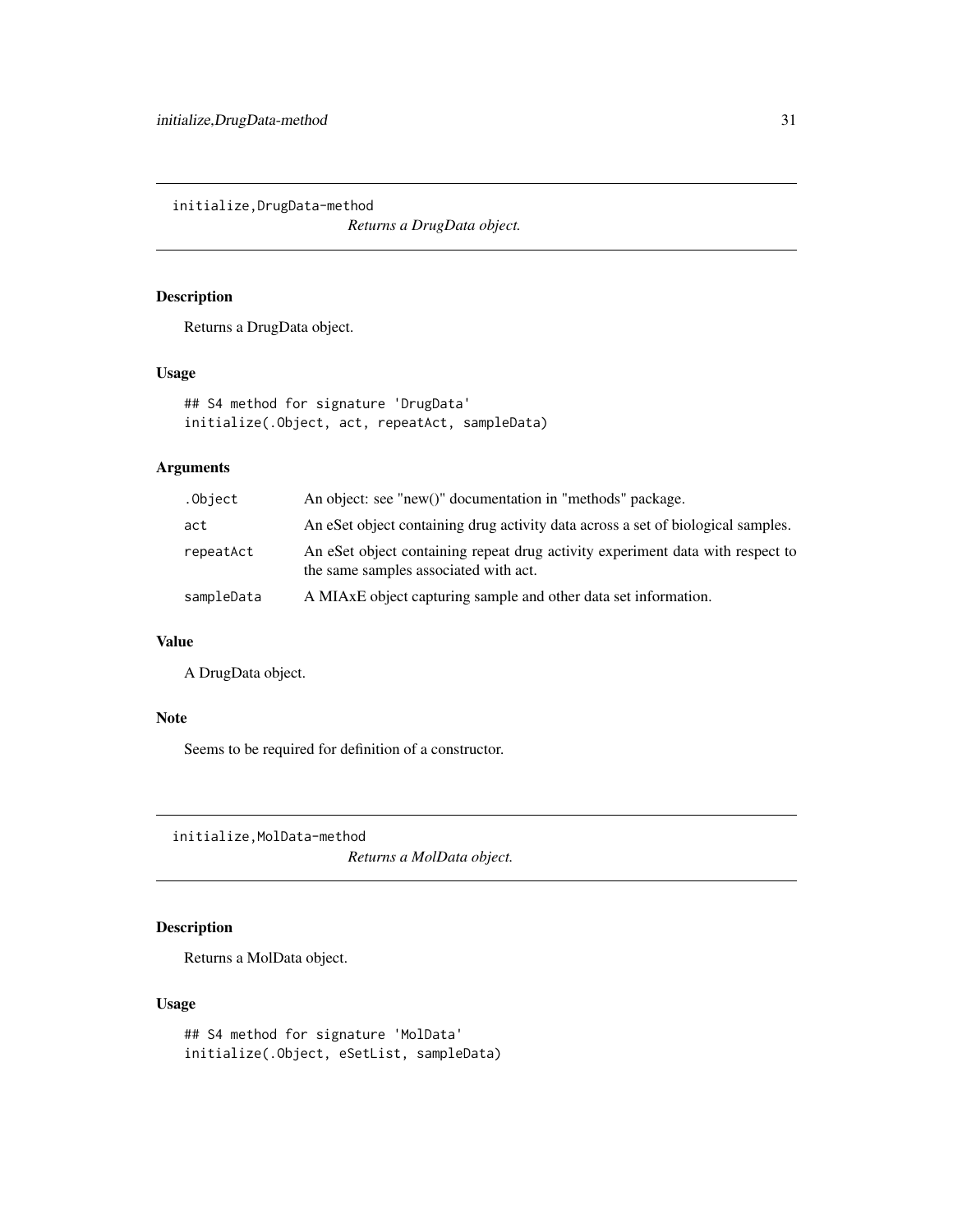## initialize,DrugData-method

*Returns a DrugData object.*

### Description

Returns a DrugData object.

### Usage

```
## S4 method for signature 'DrugData'
initialize(.Object, act, repeatAct, sampleData)
```

### Arguments

| | |
|---|---|
| .Object | An object: see "new()" documentation in "methods" package. |
| act | An eSet object containing drug activity data across a set of biological samples. |
| repeatAct | An eSet object containing repeat drug activity experiment data with respect to the same samples associated with act. |
| sampleData | A MIAxE object capturing sample and other data set information. |

### Value

A DrugData object.

### Note

Seems to be required for definition of a constructor.

## initialize,MolData-method

*Returns a MolData object.*

### Description

Returns a MolData object.

### Usage

```
## S4 method for signature 'MolData'
initialize(.Object, eSetList, sampleData)
```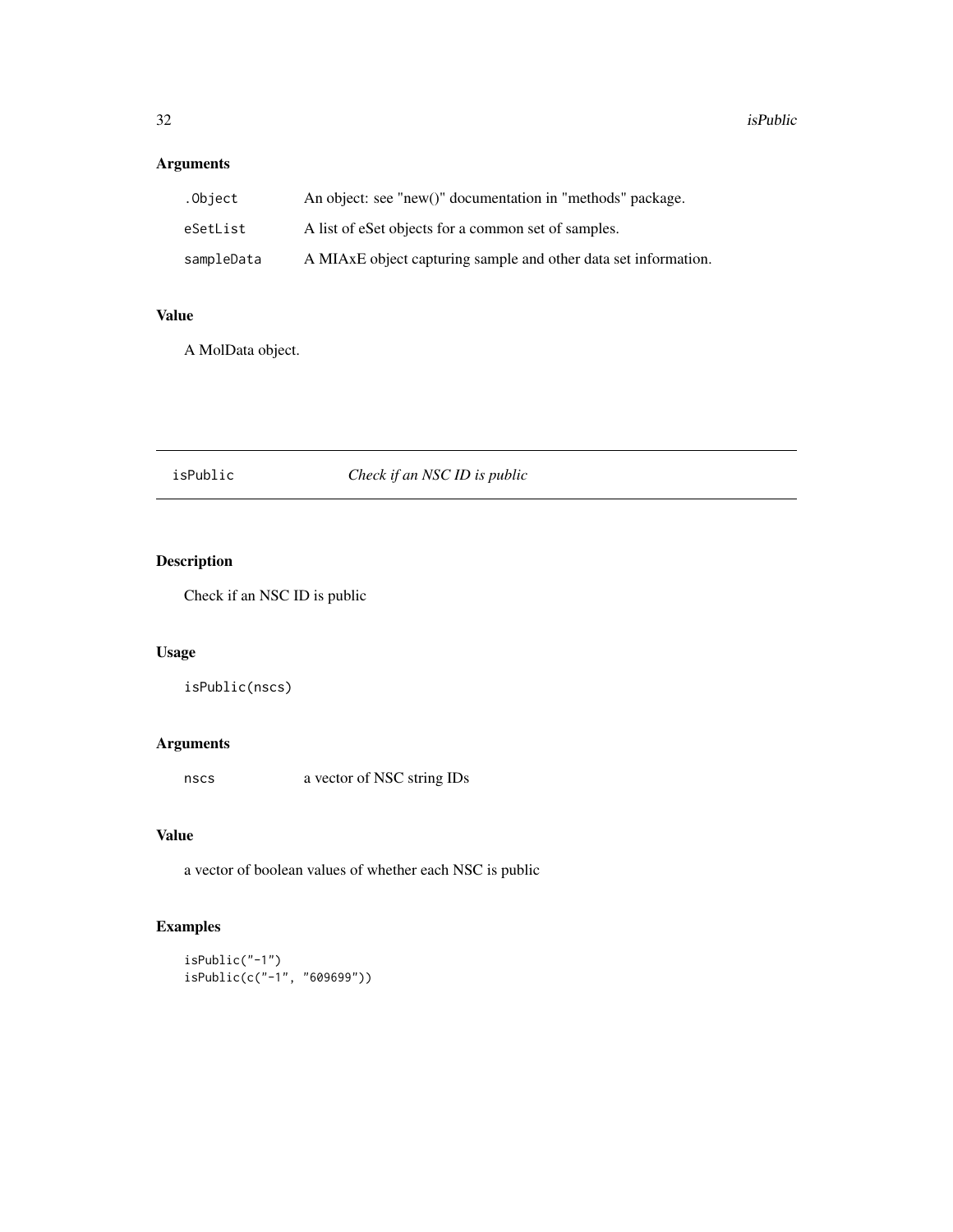### Arguments

| | |
|---|---|
| `.Object` | An object: see "new()" documentation in "methods" package. |
| `eSetList` | A list of eSet objects for a common set of samples. |
| `sampleData` | A MIAxE object capturing sample and other data set information. |

### Value

A MolData object.

---

## isPublic &nbsp;&nbsp;&nbsp;&nbsp; *Check if an NSC ID is public*

---

### Description

Check if an NSC ID is public

### Usage

```
isPublic(nscs)
```

### Arguments

| | |
|---|---|
| `nscs` | a vector of NSC string IDs |

### Value

a vector of boolean values of whether each NSC is public

### Examples

```
isPublic("-1")
isPublic(c("-1", "609699"))
```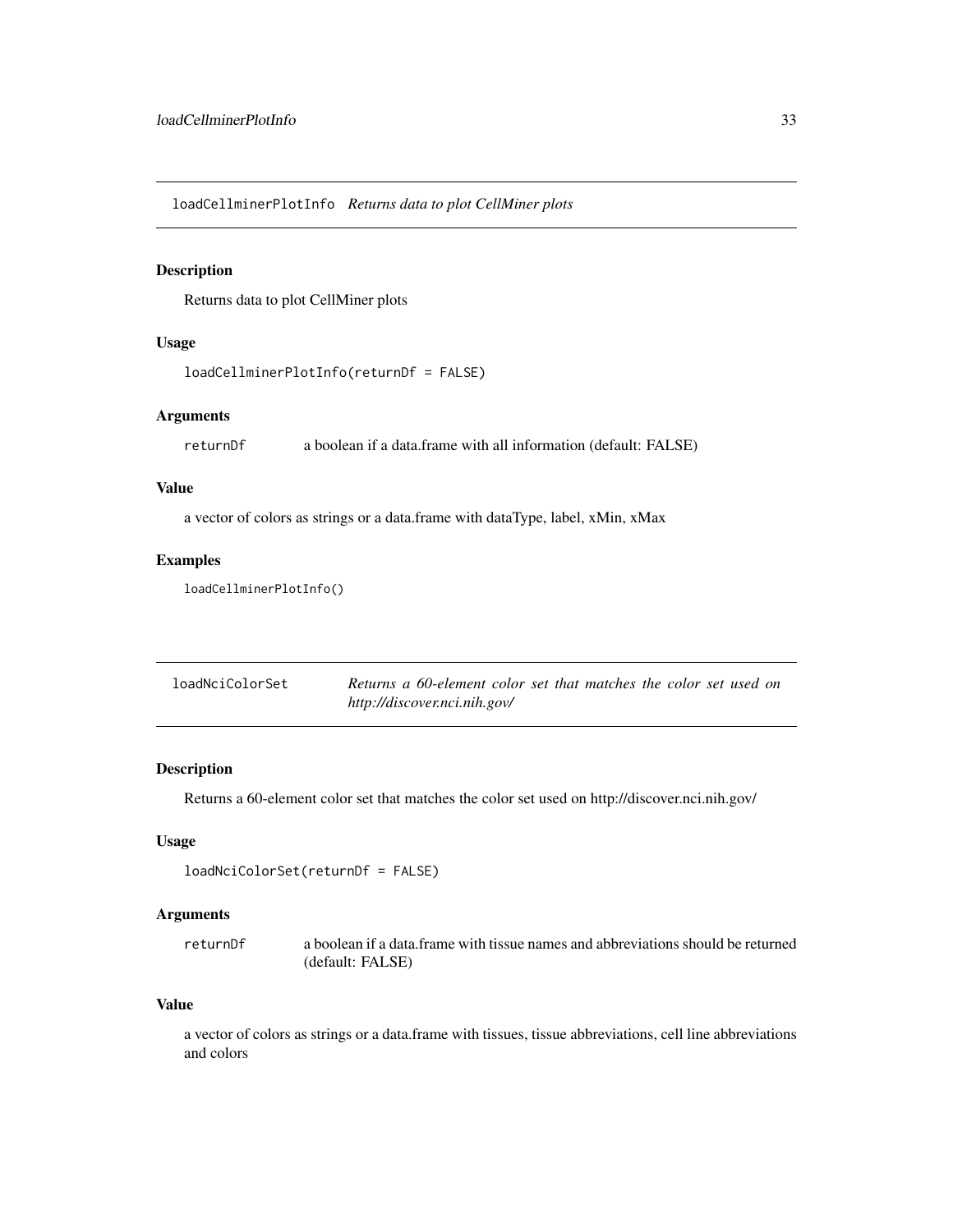## loadCellminerPlotInfo *Returns data to plot CellMiner plots*

### Description

Returns data to plot CellMiner plots

### Usage

```
loadCellminerPlotInfo(returnDf = FALSE)
```

### Arguments

| | |
|---|---|
| returnDf | a boolean if a data.frame with all information (default: FALSE) |

### Value

a vector of colors as strings or a data.frame with dataType, label, xMin, xMax

### Examples

```
loadCellminerPlotInfo()
```

## loadNciColorSet *Returns a 60-element color set that matches the color set used on http://discover.nci.nih.gov/*

### Description

Returns a 60-element color set that matches the color set used on http://discover.nci.nih.gov/

### Usage

```
loadNciColorSet(returnDf = FALSE)
```

### Arguments

| | |
|---|---|
| returnDf | a boolean if a data.frame with tissue names and abbreviations should be returned (default: FALSE) |

### Value

a vector of colors as strings or a data.frame with tissues, tissue abbreviations, cell line abbreviations and colors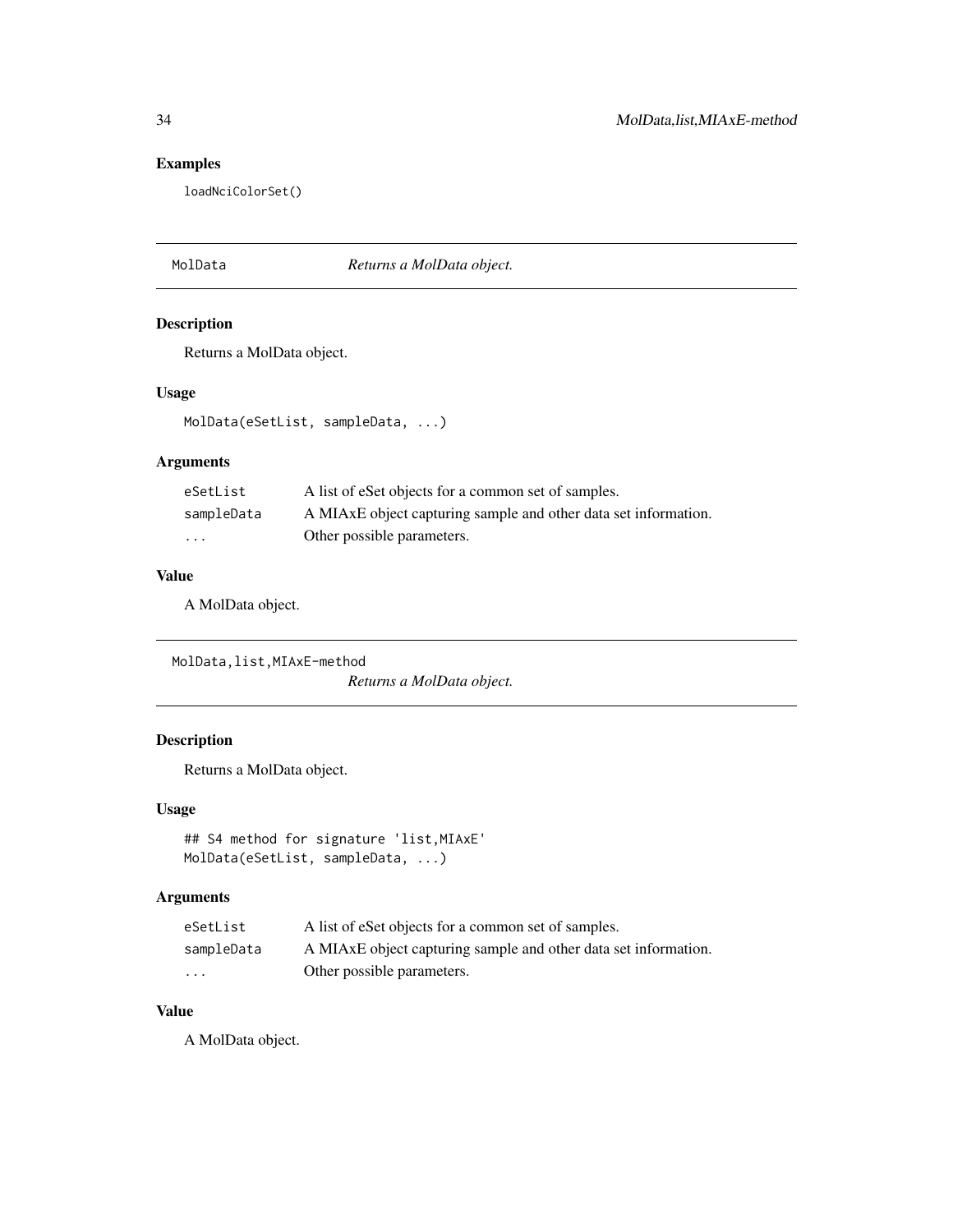## Examples

```
loadNciColorSet()
```

---

## MolData — *Returns a MolData object.*

### Description

Returns a MolData object.

### Usage

```
MolData(eSetList, sampleData, ...)
```

### Arguments

| | |
|---|---|
| eSetList | A list of eSet objects for a common set of samples. |
| sampleData | A MIAxE object capturing sample and other data set information. |
| ... | Other possible parameters. |

### Value

A MolData object.

---

## MolData,list,MIAxE-method — *Returns a MolData object.*

### Description

Returns a MolData object.

### Usage

```
## S4 method for signature 'list,MIAxE'
MolData(eSetList, sampleData, ...)
```

### Arguments

| | |
|---|---|
| eSetList | A list of eSet objects for a common set of samples. |
| sampleData | A MIAxE object capturing sample and other data set information. |
| ... | Other possible parameters. |

### Value

A MolData object.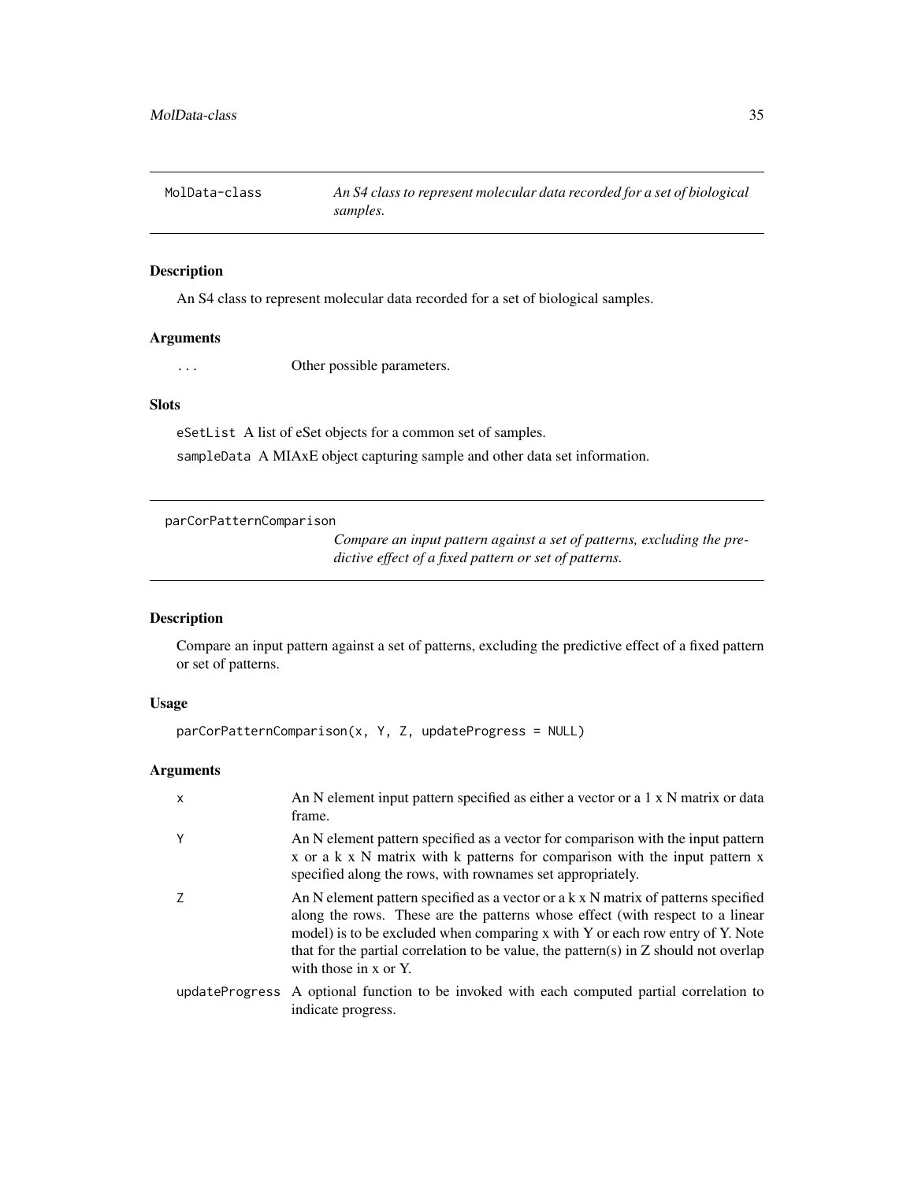## MolData-class

*An S4 class to represent molecular data recorded for a set of biological samples.*

### Description

An S4 class to represent molecular data recorded for a set of biological samples.

### Arguments

| | |
|---|---|
| ... | Other possible parameters. |

### Slots

`eSetList` A list of eSet objects for a common set of samples.

`sampleData` A MIAxE object capturing sample and other data set information.

## parCorPatternComparison

*Compare an input pattern against a set of patterns, excluding the predictive effect of a fixed pattern or set of patterns.*

### Description

Compare an input pattern against a set of patterns, excluding the predictive effect of a fixed pattern or set of patterns.

### Usage

```
parCorPatternComparison(x, Y, Z, updateProgress = NULL)
```

### Arguments

| | |
|---|---|
| x | An N element input pattern specified as either a vector or a 1 x N matrix or data frame. |
| Y | An N element pattern specified as a vector for comparison with the input pattern x or a k x N matrix with k patterns for comparison with the input pattern x specified along the rows, with rownames set appropriately. |
| Z | An N element pattern specified as a vector or a k x N matrix of patterns specified along the rows. These are the patterns whose effect (with respect to a linear model) is to be excluded when comparing x with Y or each row entry of Y. Note that for the partial correlation to be value, the pattern(s) in Z should not overlap with those in x or Y. |
| updateProgress | A optional function to be invoked with each computed partial correlation to indicate progress. |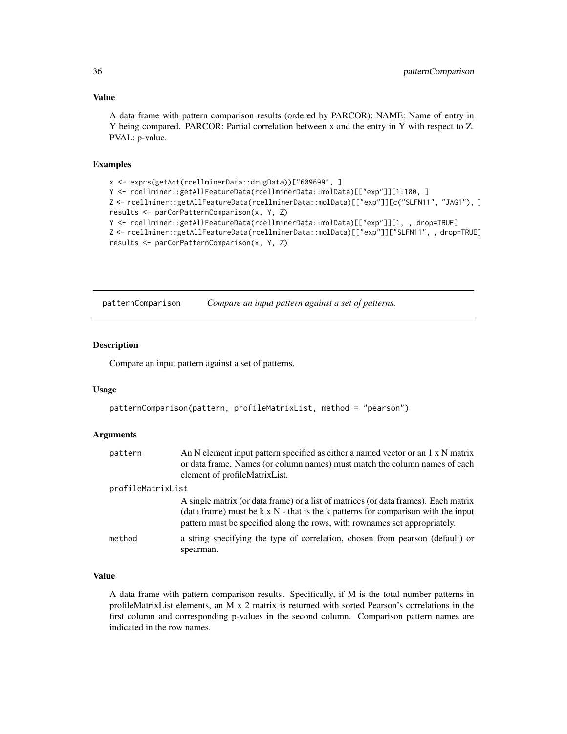### Value

A data frame with pattern comparison results (ordered by PARCOR): NAME: Name of entry in Y being compared. PARCOR: Partial correlation between x and the entry in Y with respect to Z. PVAL: p-value.

### Examples

```
x <- exprs(getAct(rcellminerData::drugData))["609699", ]
Y <- rcellminer::getAllFeatureData(rcellminerData::molData)[["exp"]][1:100, ]
Z <- rcellminer::getAllFeatureData(rcellminerData::molData)[["exp"]][c("SLFN11", "JAG1"), ]
results <- parCorPatternComparison(x, Y, Z)
Y <- rcellminer::getAllFeatureData(rcellminerData::molData)[["exp"]][1, , drop=TRUE]
Z <- rcellminer::getAllFeatureData(rcellminerData::molData)[["exp"]]["SLFN11", , drop=TRUE]
results <- parCorPatternComparison(x, Y, Z)
```

---

## patternComparison *Compare an input pattern against a set of patterns.*

---

### Description

Compare an input pattern against a set of patterns.

### Usage

```
patternComparison(pattern, profileMatrixList, method = "pearson")
```

### Arguments

| | |
|---|---|
| pattern | An N element input pattern specified as either a named vector or an 1 x N matrix or data frame. Names (or column names) must match the column names of each element of profileMatrixList. |
| profileMatrixList | A single matrix (or data frame) or a list of matrices (or data frames). Each matrix (data frame) must be k x N - that is the k patterns for comparison with the input pattern must be specified along the rows, with rownames set appropriately. |
| method | a string specifying the type of correlation, chosen from pearson (default) or spearman. |

### Value

A data frame with pattern comparison results. Specifically, if M is the total number patterns in profileMatrixList elements, an M x 2 matrix is returned with sorted Pearson's correlations in the first column and corresponding p-values in the second column. Comparison pattern names are indicated in the row names.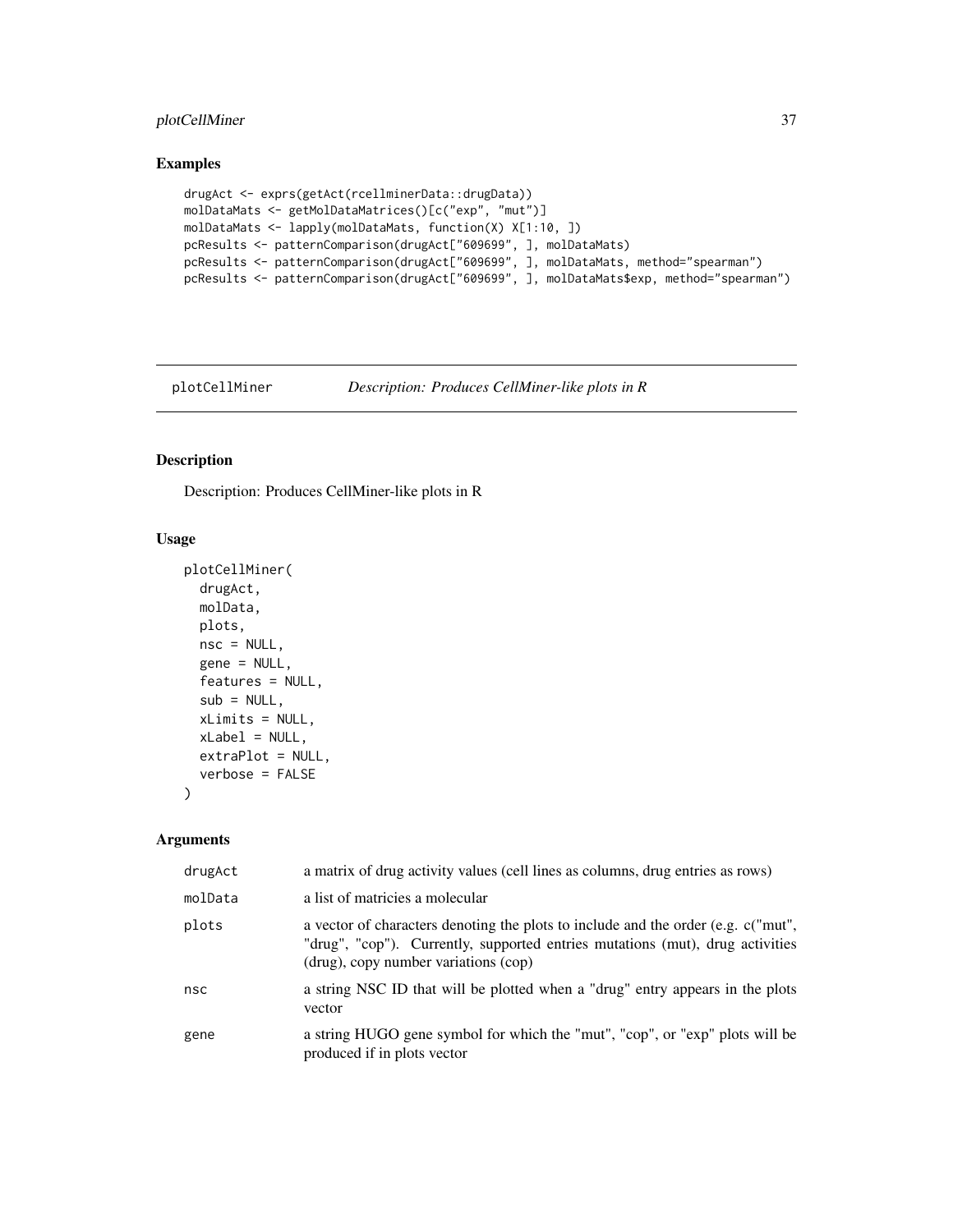## Examples

```
drugAct <- exprs(getAct(rcellminerData::drugData))
molDataMats <- getMolDataMatrices()[c("exp", "mut")]
molDataMats <- lapply(molDataMats, function(X) X[1:10, ])
pcResults <- patternComparison(drugAct["609699", ], molDataMats)
pcResults <- patternComparison(drugAct["609699", ], molDataMats, method="spearman")
pcResults <- patternComparison(drugAct["609699", ], molDataMats$exp, method="spearman")
```

---

# plotCellMiner *Description: Produces CellMiner-like plots in R*

---

## Description

Description: Produces CellMiner-like plots in R

## Usage

```
plotCellMiner(
  drugAct,
  molData,
  plots,
  nsc = NULL,
  gene = NULL,
  features = NULL,
  sub = NULL,
  xLimits = NULL,
  xLabel = NULL,
  extraPlot = NULL,
  verbose = FALSE
)
```

## Arguments

| | |
|---|---|
| drugAct | a matrix of drug activity values (cell lines as columns, drug entries as rows) |
| molData | a list of matricies a molecular |
| plots | a vector of characters denoting the plots to include and the order (e.g. c("mut", "drug", "cop"). Currently, supported entries mutations (mut), drug activities (drug), copy number variations (cop) |
| nsc | a string NSC ID that will be plotted when a "drug" entry appears in the plots vector |
| gene | a string HUGO gene symbol for which the "mut", "cop", or "exp" plots will be produced if in plots vector |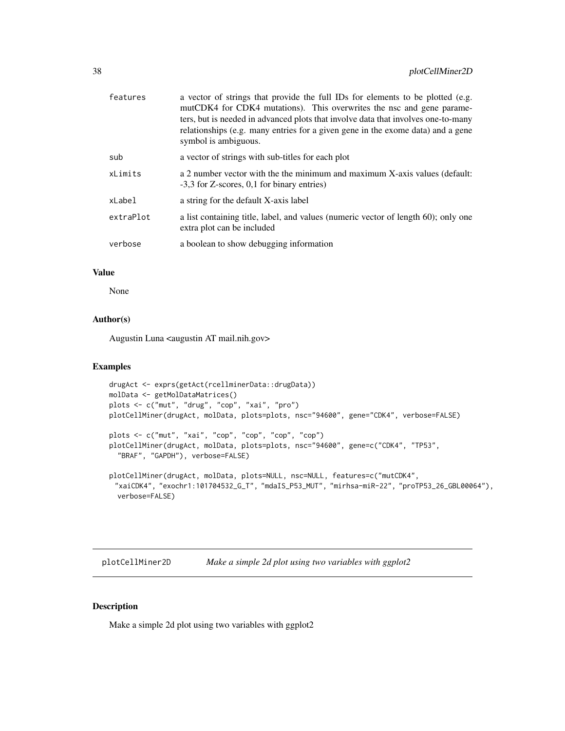| | |
|---|---|
| features | a vector of strings that provide the full IDs for elements to be plotted (e.g. mutCDK4 for CDK4 mutations). This overwrites the nsc and gene parameters, but is needed in advanced plots that involve data that involves one-to-many relationships (e.g. many entries for a given gene in the exome data) and a gene symbol is ambiguous. |
| sub | a vector of strings with sub-titles for each plot |
| xLimits | a 2 number vector with the the minimum and maximum X-axis values (default: -3,3 for Z-scores, 0,1 for binary entries) |
| xLabel | a string for the default X-axis label |
| extraPlot | a list containing title, label, and values (numeric vector of length 60); only one extra plot can be included |
| verbose | a boolean to show debugging information |

### Value

None

### Author(s)

Augustin Luna <augustin AT mail.nih.gov>

### Examples

```
drugAct <- exprs(getAct(rcellminerData::drugData))
molData <- getMolDataMatrices()
plots <- c("mut", "drug", "cop", "xai", "pro")
plotCellMiner(drugAct, molData, plots=plots, nsc="94600", gene="CDK4", verbose=FALSE)

plots <- c("mut", "xai", "cop", "cop", "cop", "cop")
plotCellMiner(drugAct, molData, plots=plots, nsc="94600", gene=c("CDK4", "TP53",
  "BRAF", "GAPDH"), verbose=FALSE)

plotCellMiner(drugAct, molData, plots=NULL, nsc=NULL, features=c("mutCDK4",
 "xaiCDK4", "exochr1:101704532_G_T", "mdaIS_P53_MUT", "mirhsa-miR-22", "proTP53_26_GBL00064"),
  verbose=FALSE)
```

---

## plotCellMiner2D *Make a simple 2d plot using two variables with ggplot2*

---

### Description

Make a simple 2d plot using two variables with ggplot2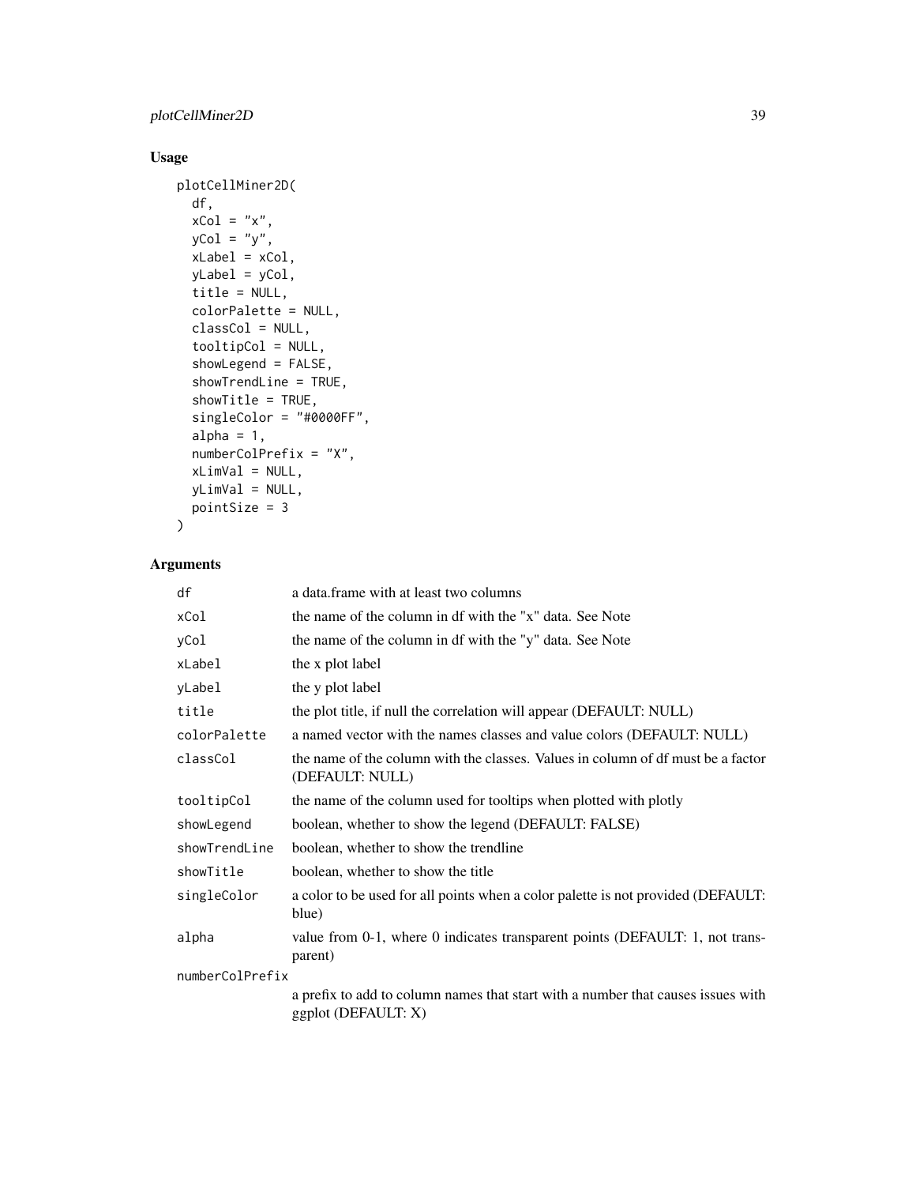## Usage

```
plotCellMiner2D(
  df,
  xCol = "x",
  yCol = "y",
  xLabel = xCol,
  yLabel = yCol,
  title = NULL,
  colorPalette = NULL,
  classCol = NULL,
  tooltipCol = NULL,
  showLegend = FALSE,
  showTrendLine = TRUE,
  showTitle = TRUE,
  singleColor = "#0000FF",
  alpha = 1,
  numberColPrefix = "X",
  xLimVal = NULL,
  yLimVal = NULL,
  pointSize = 3
)
```

## Arguments

| | |
|---|---|
| `df` | a data.frame with at least two columns |
| `xCol` | the name of the column in df with the "x" data. See Note |
| `yCol` | the name of the column in df with the "y" data. See Note |
| `xLabel` | the x plot label |
| `yLabel` | the y plot label |
| `title` | the plot title, if null the correlation will appear (DEFAULT: NULL) |
| `colorPalette` | a named vector with the names classes and value colors (DEFAULT: NULL) |
| `classCol` | the name of the column with the classes. Values in column of df must be a factor (DEFAULT: NULL) |
| `tooltipCol` | the name of the column used for tooltips when plotted with plotly |
| `showLegend` | boolean, whether to show the legend (DEFAULT: FALSE) |
| `showTrendLine` | boolean, whether to show the trendline |
| `showTitle` | boolean, whether to show the title |
| `singleColor` | a color to be used for all points when a color palette is not provided (DEFAULT: blue) |
| `alpha` | value from 0-1, where 0 indicates transparent points (DEFAULT: 1, not transparent) |
| `numberColPrefix` | a prefix to add to column names that start with a number that causes issues with ggplot (DEFAULT: X) |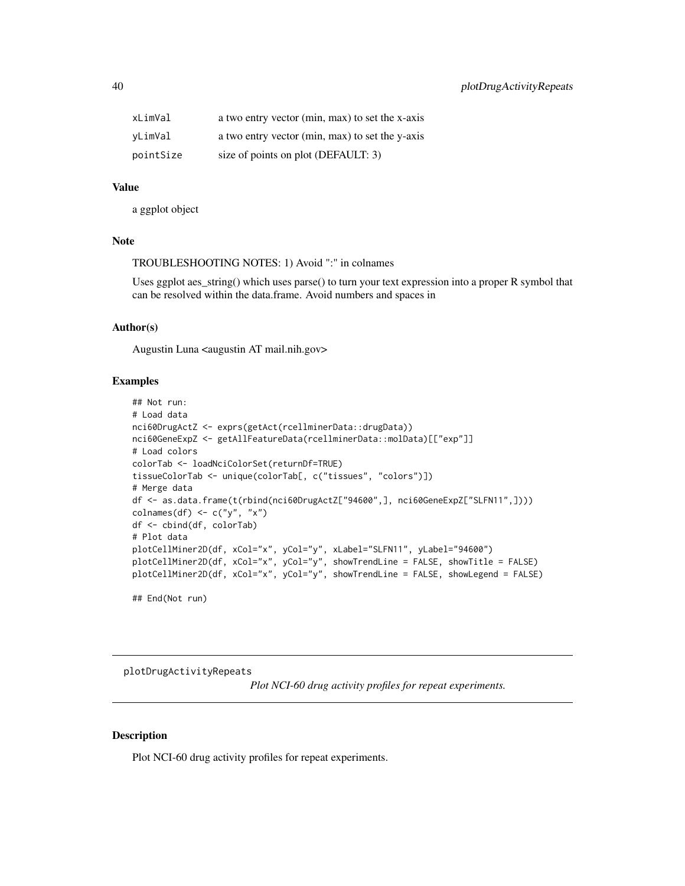| | |
|---|---|
| xLimVal | a two entry vector (min, max) to set the x-axis |
| yLimVal | a two entry vector (min, max) to set the y-axis |
| pointSize | size of points on plot (DEFAULT: 3) |

### Value

a ggplot object

### Note

TROUBLESHOOTING NOTES: 1) Avoid ":" in colnames

Uses ggplot aes_string() which uses parse() to turn your text expression into a proper R symbol that can be resolved within the data.frame. Avoid numbers and spaces in

### Author(s)

Augustin Luna <augustin AT mail.nih.gov>

### Examples

```
## Not run:
# Load data
nci60DrugActZ <- exprs(getAct(rcellminerData::drugData))
nci60GeneExpZ <- getAllFeatureData(rcellminerData::molData)[["exp"]]
# Load colors
colorTab <- loadNciColorSet(returnDf=TRUE)
tissueColorTab <- unique(colorTab[, c("tissues", "colors")])
# Merge data
df <- as.data.frame(t(rbind(nci60DrugActZ["94600",], nci60GeneExpZ["SLFN11",])))
colnames(df) <- c("y", "x")
df <- cbind(df, colorTab)
# Plot data
plotCellMiner2D(df, xCol="x", yCol="y", xLabel="SLFN11", yLabel="94600")
plotCellMiner2D(df, xCol="x", yCol="y", showTrendLine = FALSE, showTitle = FALSE)
plotCellMiner2D(df, xCol="x", yCol="y", showTrendLine = FALSE, showLegend = FALSE)

## End(Not run)
```

---

## plotDrugActivityRepeats

*Plot NCI-60 drug activity profiles for repeat experiments.*

---

### Description

Plot NCI-60 drug activity profiles for repeat experiments.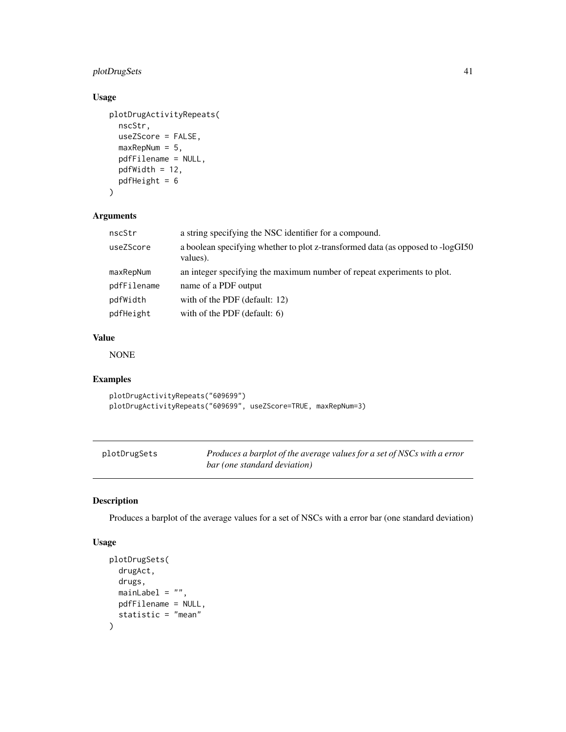### Usage

```
plotDrugActivityRepeats(
  nscStr,
  useZScore = FALSE,
  maxRepNum = 5,
  pdfFilename = NULL,
  pdfWidth = 12,
  pdfHeight = 6
)
```

### Arguments

| | |
|---|---|
| nscStr | a string specifying the NSC identifier for a compound. |
| useZScore | a boolean specifying whether to plot z-transformed data (as opposed to -logGI50 values). |
| maxRepNum | an integer specifying the maximum number of repeat experiments to plot. |
| pdfFilename | name of a PDF output |
| pdfWidth | with of the PDF (default: 12) |
| pdfHeight | with of the PDF (default: 6) |

### Value

NONE

### Examples

```
plotDrugActivityRepeats("609699")
plotDrugActivityRepeats("609699", useZScore=TRUE, maxRepNum=3)
```

---

## plotDrugSets

*Produces a barplot of the average values for a set of NSCs with a error bar (one standard deviation)*

---

### Description

Produces a barplot of the average values for a set of NSCs with a error bar (one standard deviation)

### Usage

```
plotDrugSets(
  drugAct,
  drugs,
  mainLabel = "",
  pdfFilename = NULL,
  statistic = "mean"
)
```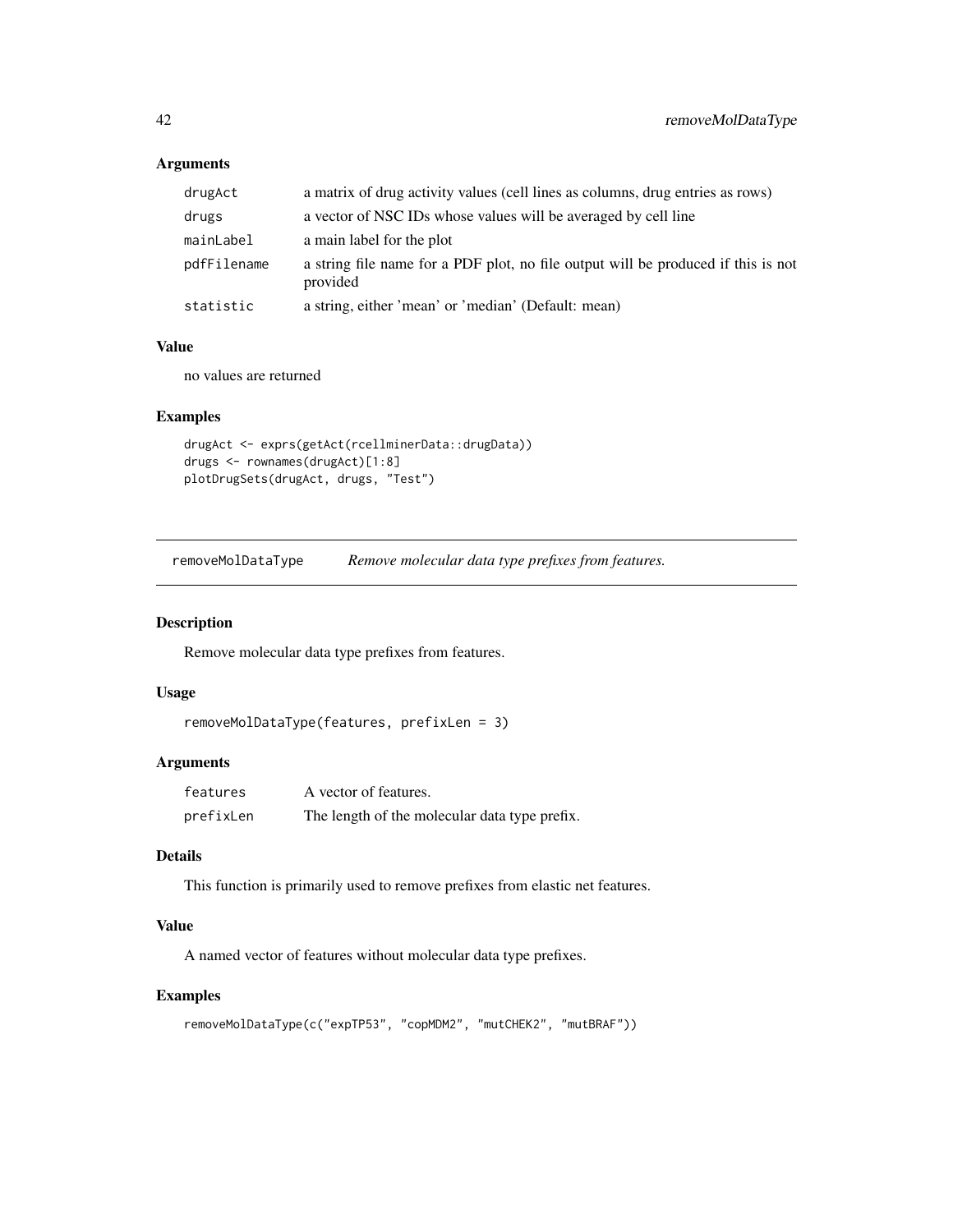### Arguments

| | |
|---|---|
| drugAct | a matrix of drug activity values (cell lines as columns, drug entries as rows) |
| drugs | a vector of NSC IDs whose values will be averaged by cell line |
| mainLabel | a main label for the plot |
| pdfFilename | a string file name for a PDF plot, no file output will be produced if this is not provided |
| statistic | a string, either 'mean' or 'median' (Default: mean) |

### Value

no values are returned

### Examples

```
drugAct <- exprs(getAct(rcellminerData::drugData))
drugs <- rownames(drugAct)[1:8]
plotDrugSets(drugAct, drugs, "Test")
```

---

## removeMolDataType *Remove molecular data type prefixes from features.*

### Description

Remove molecular data type prefixes from features.

### Usage

```
removeMolDataType(features, prefixLen = 3)
```

### Arguments

| | |
|---|---|
| features | A vector of features. |
| prefixLen | The length of the molecular data type prefix. |

### Details

This function is primarily used to remove prefixes from elastic net features.

### Value

A named vector of features without molecular data type prefixes.

### Examples

```
removeMolDataType(c("expTP53", "copMDM2", "mutCHEK2", "mutBRAF"))
```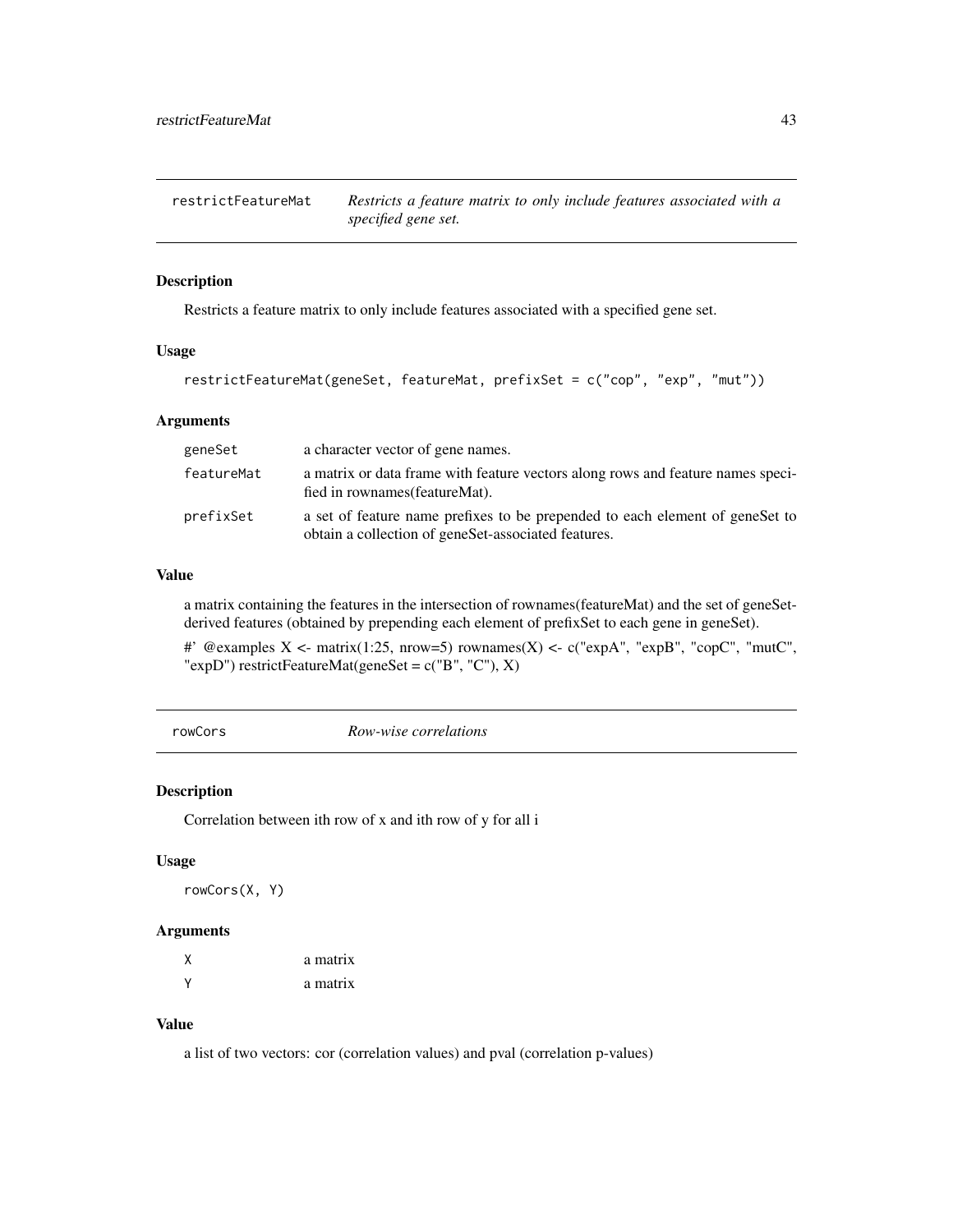## restrictFeatureMat — *Restricts a feature matrix to only include features associated with a specified gene set.*

### Description

Restricts a feature matrix to only include features associated with a specified gene set.

### Usage

```
restrictFeatureMat(geneSet, featureMat, prefixSet = c("cop", "exp", "mut"))
```

### Arguments

| | |
|---|---|
| geneSet | a character vector of gene names. |
| featureMat | a matrix or data frame with feature vectors along rows and feature names specified in rownames(featureMat). |
| prefixSet | a set of feature name prefixes to be prepended to each element of geneSet to obtain a collection of geneSet-associated features. |

### Value

a matrix containing the features in the intersection of rownames(featureMat) and the set of geneSet-derived features (obtained by prepending each element of prefixSet to each gene in geneSet).

#' @examples X <- matrix(1:25, nrow=5) rownames(X) <- c("expA", "expB", "copC", "mutC", "expD") restrictFeatureMat(geneSet = c("B", "C"), X)

## rowCors — *Row-wise correlations*

### Description

Correlation between ith row of x and ith row of y for all i

### Usage

```
rowCors(X, Y)
```

### Arguments

| | |
|---|---|
| X | a matrix |
| Y | a matrix |

### Value

a list of two vectors: cor (correlation values) and pval (correlation p-values)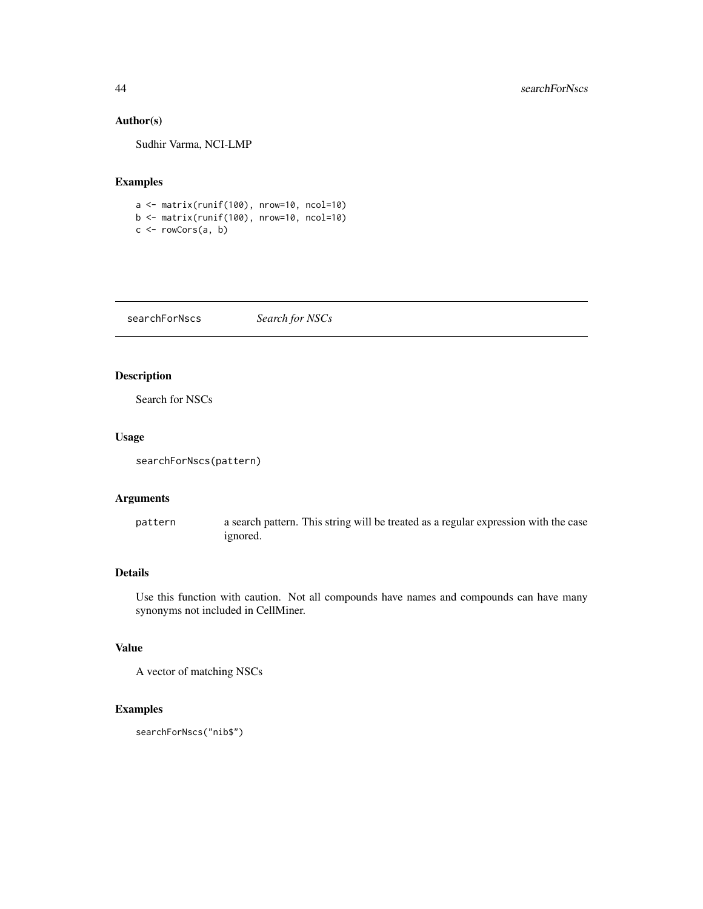### Author(s)

Sudhir Varma, NCI-LMP

### Examples

```
a <- matrix(runif(100), nrow=10, ncol=10)
b <- matrix(runif(100), nrow=10, ncol=10)
c <- rowCors(a, b)
```

---

## searchForNscs &nbsp;&nbsp;&nbsp;&nbsp; *Search for NSCs*

---

### Description

Search for NSCs

### Usage

```
searchForNscs(pattern)
```

### Arguments

| | |
|---|---|
| pattern | a search pattern. This string will be treated as a regular expression with the case ignored. |

### Details

Use this function with caution. Not all compounds have names and compounds can have many synonyms not included in CellMiner.

### Value

A vector of matching NSCs

### Examples

```
searchForNscs("nib$")
```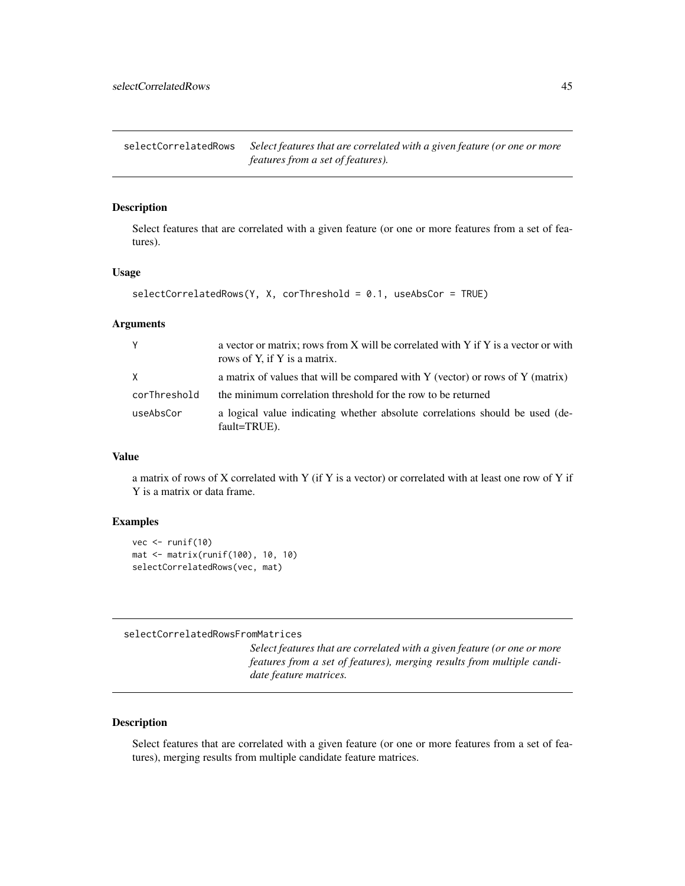## selectCorrelatedRows

*Select features that are correlated with a given feature (or one or more features from a set of features).*

### Description

Select features that are correlated with a given feature (or one or more features from a set of features).

### Usage

```
selectCorrelatedRows(Y, X, corThreshold = 0.1, useAbsCor = TRUE)
```

### Arguments

| | |
|---|---|
| Y | a vector or matrix; rows from X will be correlated with Y if Y is a vector or with rows of Y, if Y is a matrix. |
| X | a matrix of values that will be compared with Y (vector) or rows of Y (matrix) |
| corThreshold | the minimum correlation threshold for the row to be returned |
| useAbsCor | a logical value indicating whether absolute correlations should be used (default=TRUE). |

### Value

a matrix of rows of X correlated with Y (if Y is a vector) or correlated with at least one row of Y if Y is a matrix or data frame.

### Examples

```
vec <- runif(10)
mat <- matrix(runif(100), 10, 10)
selectCorrelatedRows(vec, mat)
```

## selectCorrelatedRowsFromMatrices

*Select features that are correlated with a given feature (or one or more features from a set of features), merging results from multiple candidate feature matrices.*

### Description

Select features that are correlated with a given feature (or one or more features from a set of features), merging results from multiple candidate feature matrices.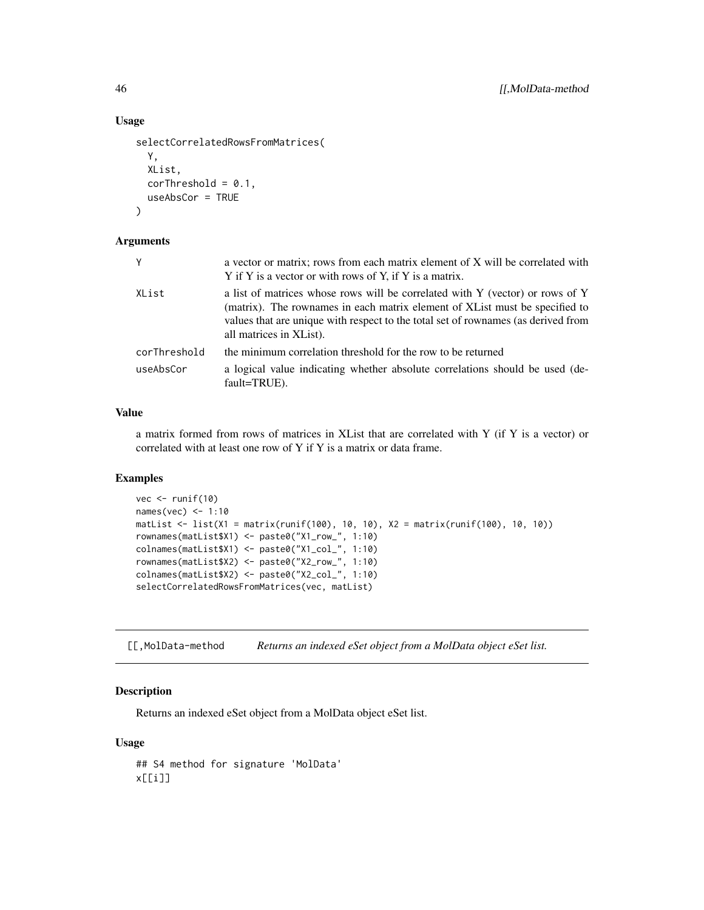### Usage

```
selectCorrelatedRowsFromMatrices(
  Y,
  XList,
  corThreshold = 0.1,
  useAbsCor = TRUE
)
```

### Arguments

| | |
|---|---|
| Y | a vector or matrix; rows from each matrix element of X will be correlated with Y if Y is a vector or with rows of Y, if Y is a matrix. |
| XList | a list of matrices whose rows will be correlated with Y (vector) or rows of Y (matrix). The rownames in each matrix element of XList must be specified to values that are unique with respect to the total set of rownames (as derived from all matrices in XList). |
| corThreshold | the minimum correlation threshold for the row to be returned |
| useAbsCor | a logical value indicating whether absolute correlations should be used (default=TRUE). |

### Value

a matrix formed from rows of matrices in XList that are correlated with Y (if Y is a vector) or correlated with at least one row of Y if Y is a matrix or data frame.

### Examples

```
vec <- runif(10)
names(vec) <- 1:10
matList <- list(X1 = matrix(runif(100), 10, 10), X2 = matrix(runif(100), 10, 10))
rownames(matList$X1) <- paste0("X1_row_", 1:10)
colnames(matList$X1) <- paste0("X1_col_", 1:10)
rownames(matList$X2) <- paste0("X2_row_", 1:10)
colnames(matList$X2) <- paste0("X2_col_", 1:10)
selectCorrelatedRowsFromMatrices(vec, matList)
```

---

## [[,MolData-method *Returns an indexed eSet object from a MolData object eSet list.*

### Description

Returns an indexed eSet object from a MolData object eSet list.

### Usage

```
## S4 method for signature 'MolData'
x[[i]]
```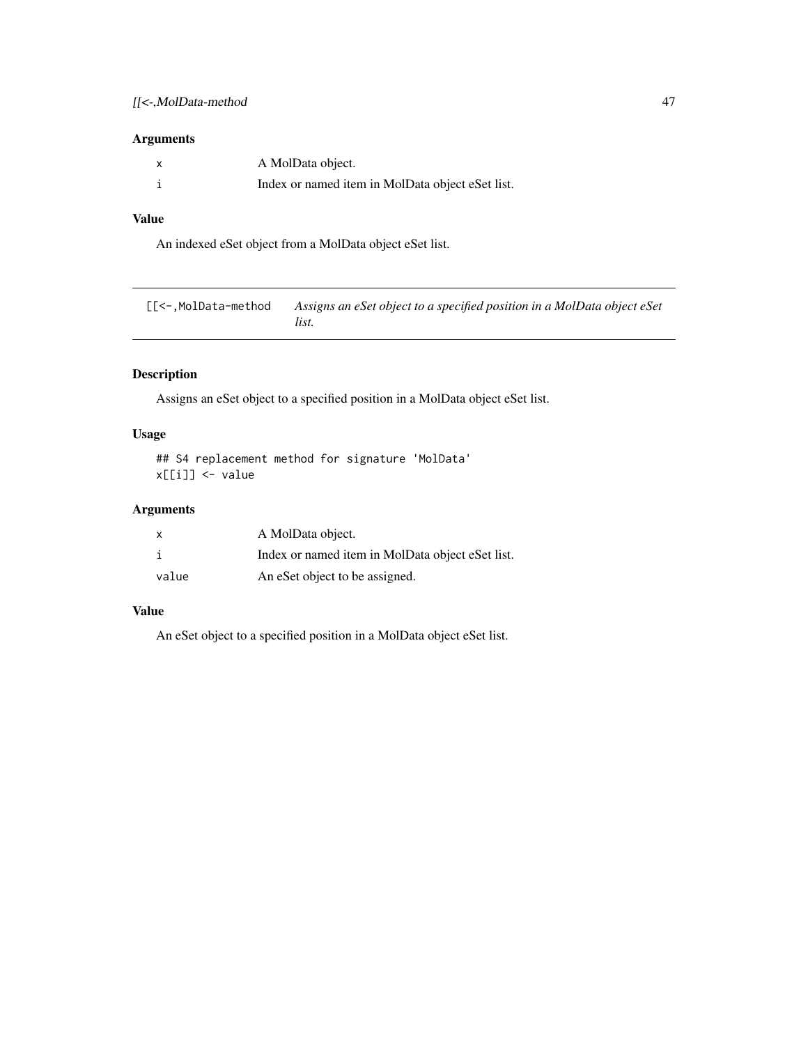## Arguments

| | |
|---|---|
| x | A MolData object. |
| i | Index or named item in MolData object eSet list. |

## Value

An indexed eSet object from a MolData object eSet list.

---

# [[<-,MolData-method — *Assigns an eSet object to a specified position in a MolData object eSet list.*

---

## Description

Assigns an eSet object to a specified position in a MolData object eSet list.

## Usage

```
## S4 replacement method for signature 'MolData'
x[[i]] <- value
```

## Arguments

| | |
|---|---|
| x | A MolData object. |
| i | Index or named item in MolData object eSet list. |
| value | An eSet object to be assigned. |

## Value

An eSet object to a specified position in a MolData object eSet list.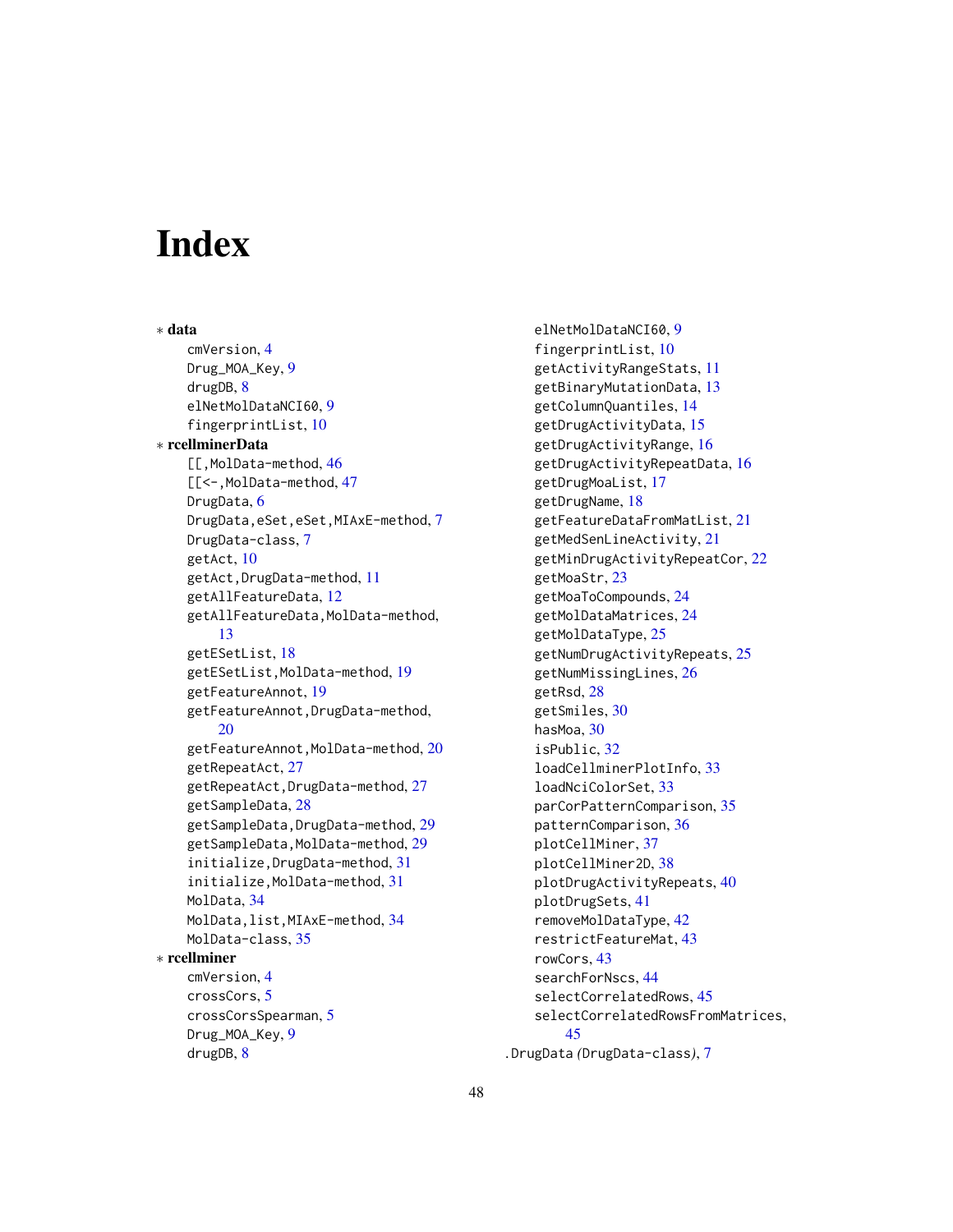# Index

∗ **data**

cmVersion, 4
Drug_MOA_Key, 9
drugDB, 8
elNetMolDataNCI60, 9
fingerprintList, 10

∗ **rcellminerData**

[[,MolData-method, 46
[[<-,MolData-method, 47
DrugData, 6
DrugData,eSet,eSet,MIAxE-method, 7
DrugData-class, 7
getAct, 10
getAct,DrugData-method, 11
getAllFeatureData, 12
getAllFeatureData,MolData-method, 13
getESetList, 18
getESetList,MolData-method, 19
getFeatureAnnot, 19
getFeatureAnnot,DrugData-method, 20
getFeatureAnnot,MolData-method, 20
getRepeatAct, 27
getRepeatAct,DrugData-method, 27
getSampleData, 28
getSampleData,DrugData-method, 29
getSampleData,MolData-method, 29
initialize,DrugData-method, 31
initialize,MolData-method, 31
MolData, 34
MolData,list,MIAxE-method, 34
MolData-class, 35

∗ **rcellminer**

cmVersion, 4
crossCors, 5
crossCorsSpearman, 5
Drug_MOA_Key, 9
drugDB, 8
elNetMolDataNCI60, 9
fingerprintList, 10
getActivityRangeStats, 11
getBinaryMutationData, 13
getColumnQuantiles, 14
getDrugActivityData, 15
getDrugActivityRange, 16
getDrugActivityRepeatData, 16
getDrugMoaList, 17
getDrugName, 18
getFeatureDataFromMatList, 21
getMedSenLineActivity, 21
getMinDrugActivityRepeatCor, 22
getMoaStr, 23
getMoaToCompounds, 24
getMolDataMatrices, 24
getMolDataType, 25
getNumDrugActivityRepeats, 25
getNumMissingLines, 26
getRsd, 28
getSmiles, 30
hasMoa, 30
isPublic, 32
loadCellminerPlotInfo, 33
loadNciColorSet, 33
parCorPatternComparison, 35
patternComparison, 36
plotCellMiner, 37
plotCellMiner2D, 38
plotDrugActivityRepeats, 40
plotDrugSets, 41
removeMolDataType, 42
restrictFeatureMat, 43
rowCors, 43
searchForNscs, 44
selectCorrelatedRows, 45
selectCorrelatedRowsFromMatrices, 45

.DrugData (DrugData-class), 7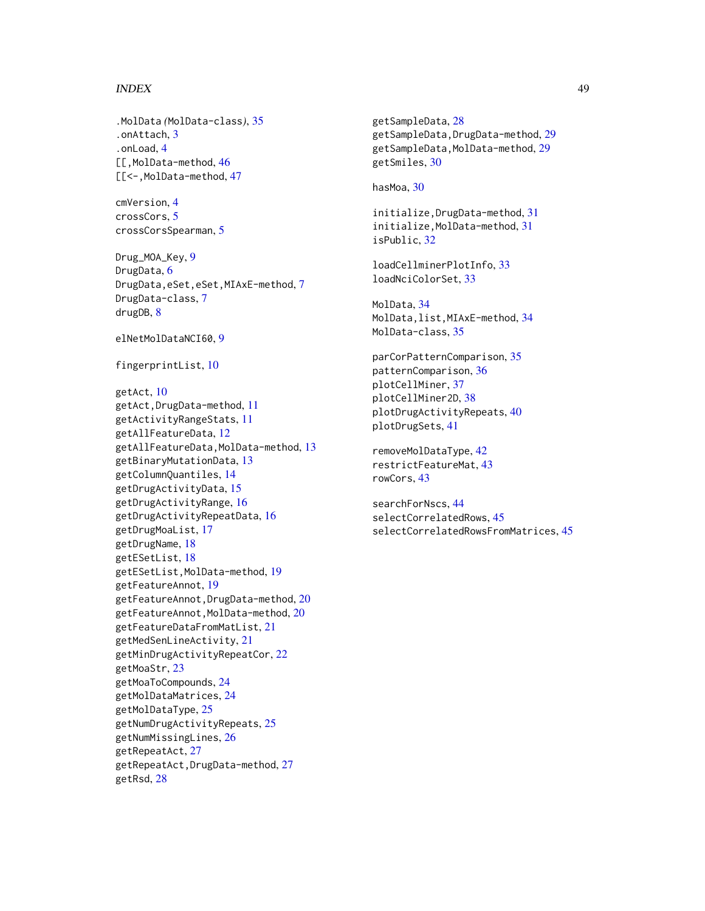.MolData (MolData-class), 35
.onAttach, 3
.onLoad, 4
[[,MolData-method, 46
[[<-,MolData-method, 47

cmVersion, 4
crossCors, 5
crossCorsSpearman, 5

Drug_MOA_Key, 9
DrugData, 6
DrugData,eSet,eSet,MIAxE-method, 7
DrugData-class, 7
drugDB, 8

elNetMolDataNCI60, 9

fingerprintList, 10

getAct, 10
getAct,DrugData-method, 11
getActivityRangeStats, 11
getAllFeatureData, 12
getAllFeatureData,MolData-method, 13
getBinaryMutationData, 13
getColumnQuantiles, 14
getDrugActivityData, 15
getDrugActivityRange, 16
getDrugActivityRepeatData, 16
getDrugMoaList, 17
getDrugName, 18
getESetList, 18
getESetList,MolData-method, 19
getFeatureAnnot, 19
getFeatureAnnot,DrugData-method, 20
getFeatureAnnot,MolData-method, 20
getFeatureDataFromMatList, 21
getMedSenLineActivity, 21
getMinDrugActivityRepeatCor, 22
getMoaStr, 23
getMoaToCompounds, 24
getMolDataMatrices, 24
getMolDataType, 25
getNumDrugActivityRepeats, 25
getNumMissingLines, 26
getRepeatAct, 27
getRepeatAct,DrugData-method, 27
getRsd, 28
getSampleData, 28
getSampleData,DrugData-method, 29
getSampleData,MolData-method, 29
getSmiles, 30

hasMoa, 30

initialize,DrugData-method, 31
initialize,MolData-method, 31
isPublic, 32

loadCellminerPlotInfo, 33
loadNciColorSet, 33

MolData, 34
MolData,list,MIAxE-method, 34
MolData-class, 35

parCorPatternComparison, 35
patternComparison, 36
plotCellMiner, 37
plotCellMiner2D, 38
plotDrugActivityRepeats, 40
plotDrugSets, 41

removeMolDataType, 42
restrictFeatureMat, 43
rowCors, 43

searchForNscs, 44
selectCorrelatedRows, 45
selectCorrelatedRowsFromMatrices, 45